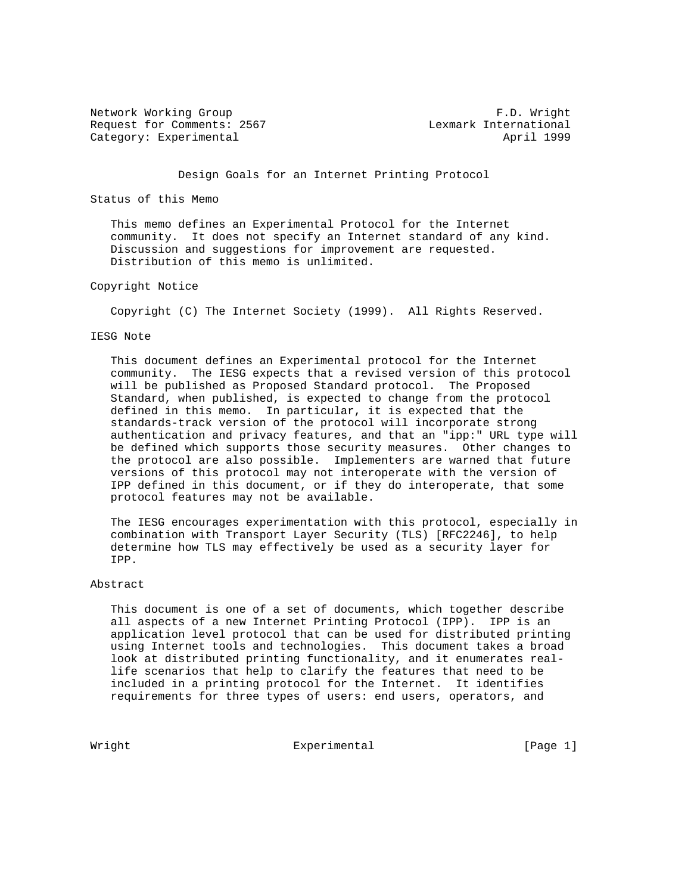Network Working Group F.D. Wright
Request for Comments: 2567 Lexmark International
Category: Experimental April 1999

# Design Goals for an Internet Printing Protocol

## Status of this Memo

This memo defines an Experimental Protocol for the Internet community. It does not specify an Internet standard of any kind. Discussion and suggestions for improvement are requested. Distribution of this memo is unlimited.

## Copyright Notice

Copyright (C) The Internet Society (1999). All Rights Reserved.

## IESG Note

This document defines an Experimental protocol for the Internet community. The IESG expects that a revised version of this protocol will be published as Proposed Standard protocol. The Proposed Standard, when published, is expected to change from the protocol defined in this memo. In particular, it is expected that the standards-track version of the protocol will incorporate strong authentication and privacy features, and that an "ipp:" URL type will be defined which supports those security measures. Other changes to the protocol are also possible. Implementers are warned that future versions of this protocol may not interoperate with the version of IPP defined in this document, or if they do interoperate, that some protocol features may not be available.

The IESG encourages experimentation with this protocol, especially in combination with Transport Layer Security (TLS) [RFC2246], to help determine how TLS may effectively be used as a security layer for IPP.

## Abstract

This document is one of a set of documents, which together describe all aspects of a new Internet Printing Protocol (IPP). IPP is an application level protocol that can be used for distributed printing using Internet tools and technologies. This document takes a broad look at distributed printing functionality, and it enumerates real-life scenarios that help to clarify the features that need to be included in a printing protocol for the Internet. It identifies requirements for three types of users: end users, operators, and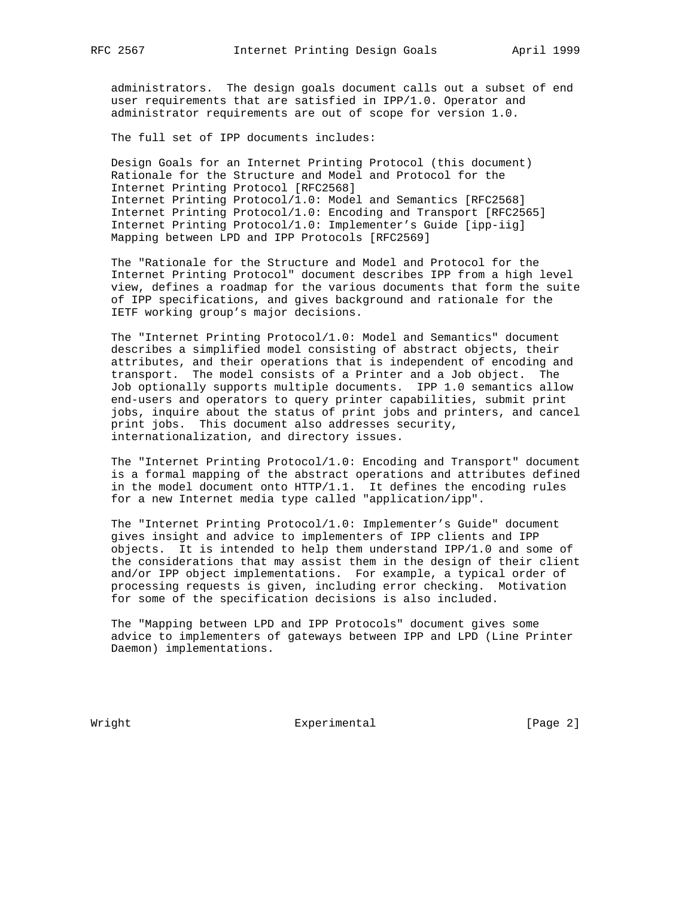administrators. The design goals document calls out a subset of end user requirements that are satisfied in IPP/1.0. Operator and administrator requirements are out of scope for version 1.0.

The full set of IPP documents includes:

Design Goals for an Internet Printing Protocol (this document)
Rationale for the Structure and Model and Protocol for the Internet Printing Protocol [RFC2568]
Internet Printing Protocol/1.0: Model and Semantics [RFC2568]
Internet Printing Protocol/1.0: Encoding and Transport [RFC2565]
Internet Printing Protocol/1.0: Implementer's Guide [ipp-iig]
Mapping between LPD and IPP Protocols [RFC2569]

The "Rationale for the Structure and Model and Protocol for the Internet Printing Protocol" document describes IPP from a high level view, defines a roadmap for the various documents that form the suite of IPP specifications, and gives background and rationale for the IETF working group's major decisions.

The "Internet Printing Protocol/1.0: Model and Semantics" document describes a simplified model consisting of abstract objects, their attributes, and their operations that is independent of encoding and transport. The model consists of a Printer and a Job object. The Job optionally supports multiple documents. IPP 1.0 semantics allow end-users and operators to query printer capabilities, submit print jobs, inquire about the status of print jobs and printers, and cancel print jobs. This document also addresses security, internationalization, and directory issues.

The "Internet Printing Protocol/1.0: Encoding and Transport" document is a formal mapping of the abstract operations and attributes defined in the model document onto HTTP/1.1. It defines the encoding rules for a new Internet media type called "application/ipp".

The "Internet Printing Protocol/1.0: Implementer's Guide" document gives insight and advice to implementers of IPP clients and IPP objects. It is intended to help them understand IPP/1.0 and some of the considerations that may assist them in the design of their client and/or IPP object implementations. For example, a typical order of processing requests is given, including error checking. Motivation for some of the specification decisions is also included.

The "Mapping between LPD and IPP Protocols" document gives some advice to implementers of gateways between IPP and LPD (Line Printer Daemon) implementations.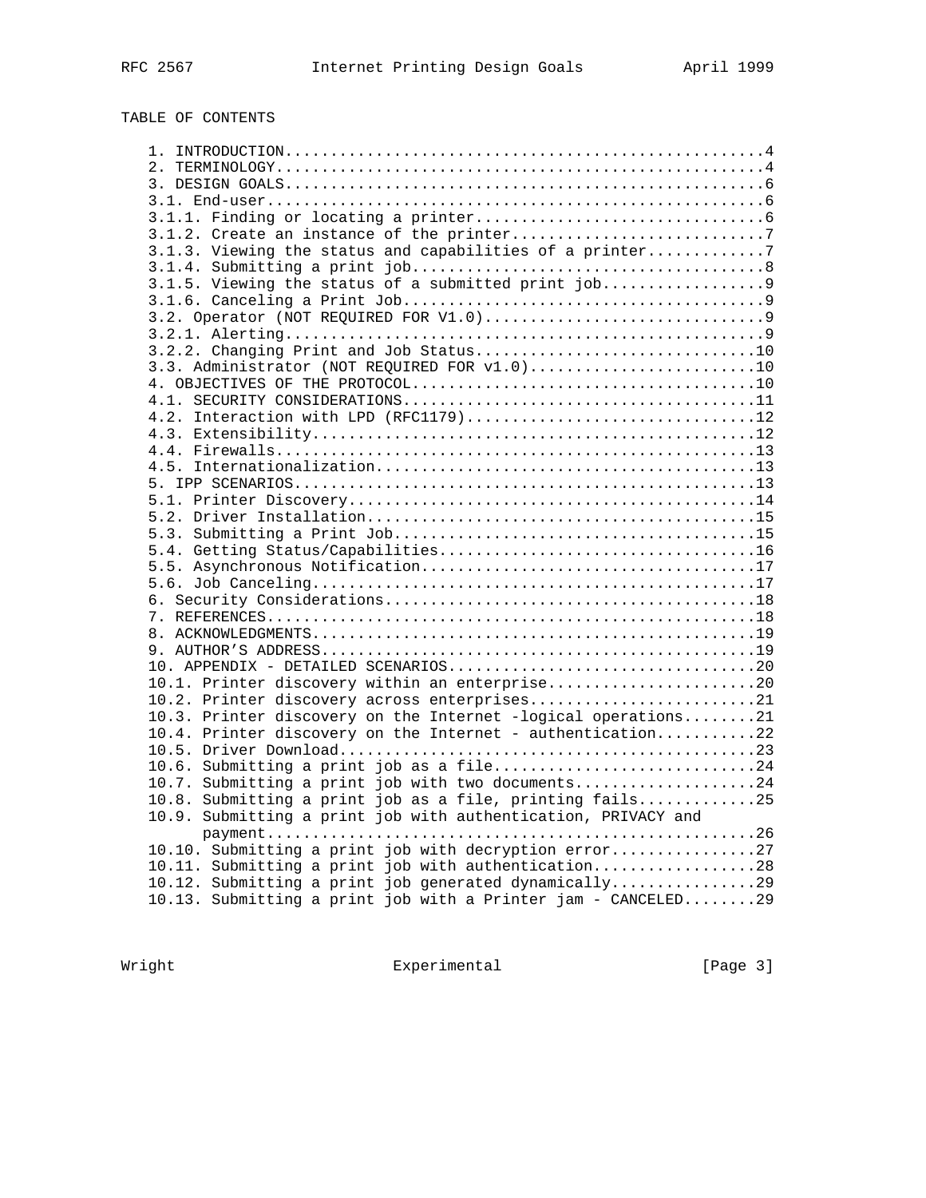TABLE OF CONTENTS

```
   1. INTRODUCTION....................................................4
   2. TERMINOLOGY.....................................................4
   3. DESIGN GOALS....................................................6
   3.1. End-user......................................................6
   3.1.1. Finding or locating a printer...............................6
   3.1.2. Create an instance of the printer...........................7
   3.1.3. Viewing the status and capabilities of a printer............7
   3.1.4. Submitting a print job......................................8
   3.1.5. Viewing the status of a submitted print job.................9
   3.1.6. Canceling a Print Job.......................................9
   3.2. Operator (NOT REQUIRED FOR V1.0)..............................9
   3.2.1. Alerting....................................................9
   3.2.2. Changing Print and Job Status..............................10
   3.3. Administrator (NOT REQUIRED FOR v1.0)........................10
   4. OBJECTIVES OF THE PROTOCOL.....................................10
   4.1. SECURITY CONSIDERATIONS......................................11
   4.2. Interaction with LPD (RFC1179)...............................12
   4.3. Extensibility................................................12
   4.4. Firewalls....................................................13
   4.5. Internationalization.........................................13
   5. IPP SCENARIOS..................................................13
   5.1. Printer Discovery............................................14
   5.2. Driver Installation..........................................15
   5.3. Submitting a Print Job.......................................15
   5.4. Getting Status/Capabilities..................................16
   5.5. Asynchronous Notification....................................17
   5.6. Job Canceling................................................17
   6. Security Considerations........................................18
   7. REFERENCES.....................................................18
   8. ACKNOWLEDGMENTS................................................19
   9. AUTHOR'S ADDRESS...............................................19
   10. APPENDIX - DETAILED SCENARIOS.................................20
   10.1. Printer discovery within an enterprise......................20
   10.2. Printer discovery across enterprises........................21
   10.3. Printer discovery on the Internet -logical operations........21
   10.4. Printer discovery on the Internet - authentication..........22
   10.5. Driver Download.............................................23
   10.6. Submitting a print job as a file............................24
   10.7. Submitting a print job with two documents...................24
   10.8. Submitting a print job as a file, printing fails............25
   10.9. Submitting a print job with authentication, PRIVACY and
         payment.....................................................26
   10.10. Submitting a print job with decryption error...............27
   10.11. Submitting a print job with authentication.................28
   10.12. Submitting a print job generated dynamically...............29
   10.13. Submitting a print job with a Printer jam - CANCELED........29
```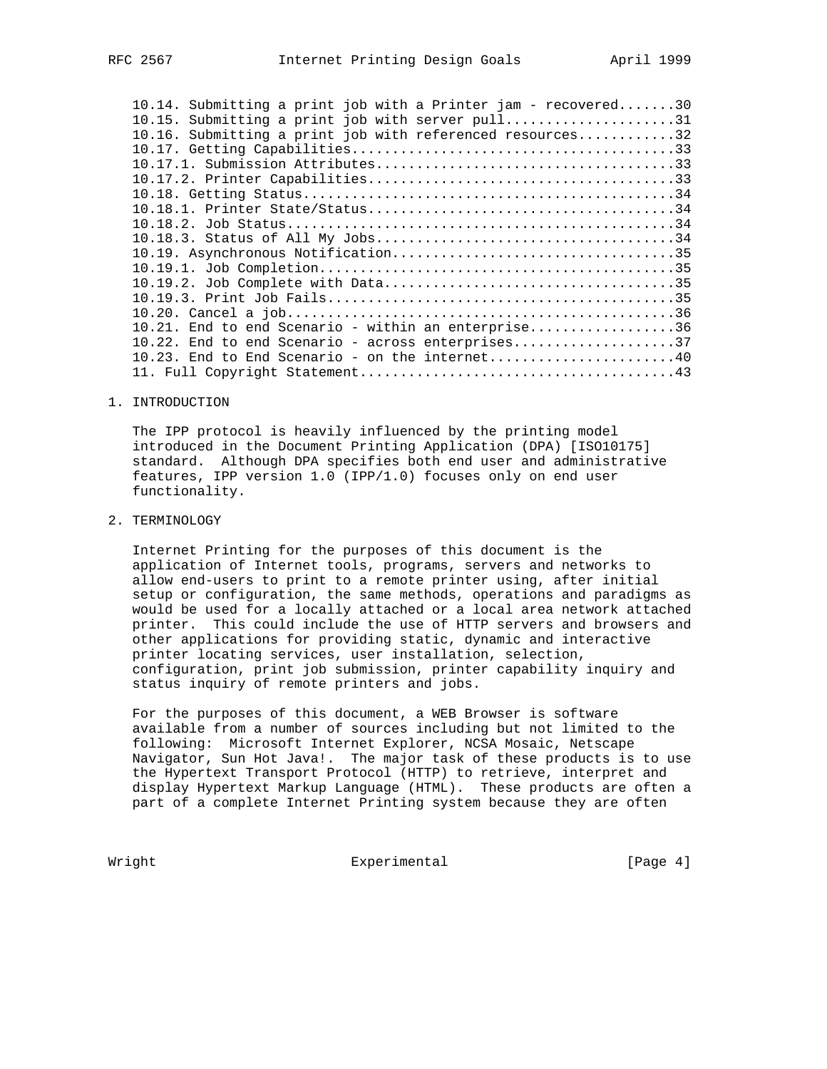10.14. Submitting a print job with a Printer jam - recovered.......30
10.15. Submitting a print job with server pull.....................31
10.16. Submitting a print job with referenced resources............32
10.17. Getting Capabilities........................................33
10.17.1. Submission Attributes.....................................33
10.17.2. Printer Capabilities......................................33
10.18. Getting Status..............................................34
10.18.1. Printer State/Status......................................34
10.18.2. Job Status................................................34
10.18.3. Status of All My Jobs.....................................34
10.19. Asynchronous Notification...................................35
10.19.1. Job Completion............................................35
10.19.2. Job Complete with Data....................................35
10.19.3. Print Job Fails...........................................35
10.20. Cancel a job................................................36
10.21. End to end Scenario - within an enterprise..................36
10.22. End to end Scenario - across enterprises....................37
10.23. End to End Scenario - on the internet.......................40
11. Full Copyright Statement.......................................43

# 1. INTRODUCTION

The IPP protocol is heavily influenced by the printing model introduced in the Document Printing Application (DPA) [ISO10175] standard. Although DPA specifies both end user and administrative features, IPP version 1.0 (IPP/1.0) focuses only on end user functionality.

# 2. TERMINOLOGY

Internet Printing for the purposes of this document is the application of Internet tools, programs, servers and networks to allow end-users to print to a remote printer using, after initial setup or configuration, the same methods, operations and paradigms as would be used for a locally attached or a local area network attached printer. This could include the use of HTTP servers and browsers and other applications for providing static, dynamic and interactive printer locating services, user installation, selection, configuration, print job submission, printer capability inquiry and status inquiry of remote printers and jobs.

For the purposes of this document, a WEB Browser is software available from a number of sources including but not limited to the following: Microsoft Internet Explorer, NCSA Mosaic, Netscape Navigator, Sun Hot Java!. The major task of these products is to use the Hypertext Transport Protocol (HTTP) to retrieve, interpret and display Hypertext Markup Language (HTML). These products are often a part of a complete Internet Printing system because they are often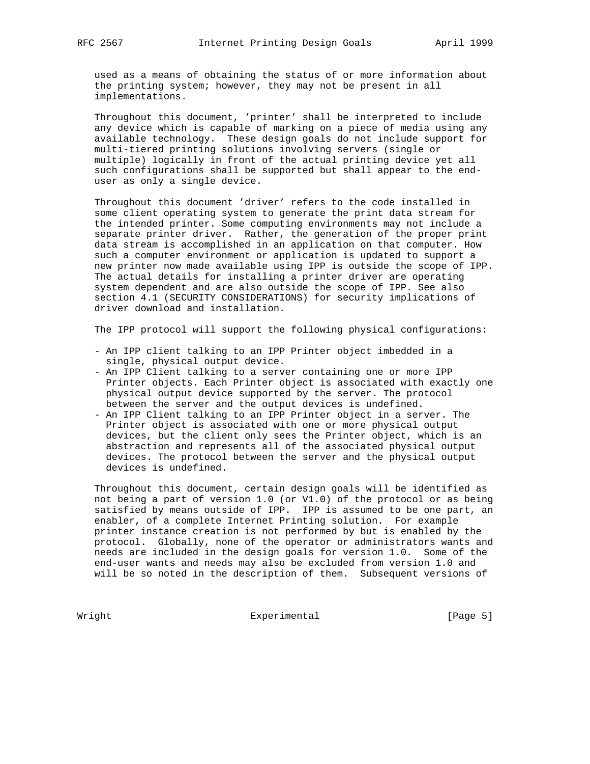used as a means of obtaining the status of or more information about the printing system; however, they may not be present in all implementations.

Throughout this document, 'printer' shall be interpreted to include any device which is capable of marking on a piece of media using any available technology. These design goals do not include support for multi-tiered printing solutions involving servers (single or multiple) logically in front of the actual printing device yet all such configurations shall be supported but shall appear to the end-user as only a single device.

Throughout this document 'driver' refers to the code installed in some client operating system to generate the print data stream for the intended printer. Some computing environments may not include a separate printer driver. Rather, the generation of the proper print data stream is accomplished in an application on that computer. How such a computer environment or application is updated to support a new printer now made available using IPP is outside the scope of IPP. The actual details for installing a printer driver are operating system dependent and are also outside the scope of IPP. See also section 4.1 (SECURITY CONSIDERATIONS) for security implications of driver download and installation.

The IPP protocol will support the following physical configurations:

- An IPP client talking to an IPP Printer object imbedded in a single, physical output device.
- An IPP Client talking to a server containing one or more IPP Printer objects. Each Printer object is associated with exactly one physical output device supported by the server. The protocol between the server and the output devices is undefined.
- An IPP Client talking to an IPP Printer object in a server. The Printer object is associated with one or more physical output devices, but the client only sees the Printer object, which is an abstraction and represents all of the associated physical output devices. The protocol between the server and the physical output devices is undefined.

Throughout this document, certain design goals will be identified as not being a part of version 1.0 (or V1.0) of the protocol or as being satisfied by means outside of IPP. IPP is assumed to be one part, an enabler, of a complete Internet Printing solution. For example printer instance creation is not performed by but is enabled by the protocol. Globally, none of the operator or administrators wants and needs are included in the design goals for version 1.0. Some of the end-user wants and needs may also be excluded from version 1.0 and will be so noted in the description of them. Subsequent versions of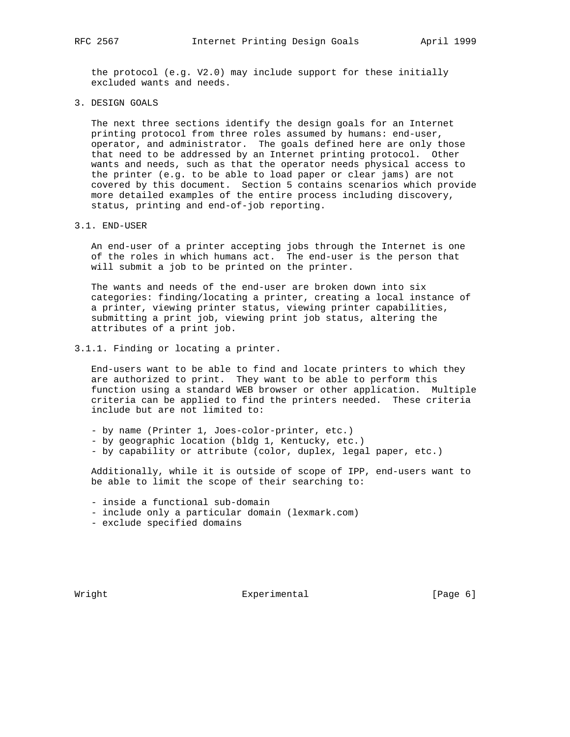the protocol (e.g. V2.0) may include support for these initially excluded wants and needs.

## 3. DESIGN GOALS

The next three sections identify the design goals for an Internet printing protocol from three roles assumed by humans: end-user, operator, and administrator. The goals defined here are only those that need to be addressed by an Internet printing protocol. Other wants and needs, such as that the operator needs physical access to the printer (e.g. to be able to load paper or clear jams) are not covered by this document. Section 5 contains scenarios which provide more detailed examples of the entire process including discovery, status, printing and end-of-job reporting.

### 3.1. END-USER

An end-user of a printer accepting jobs through the Internet is one of the roles in which humans act. The end-user is the person that will submit a job to be printed on the printer.

The wants and needs of the end-user are broken down into six categories: finding/locating a printer, creating a local instance of a printer, viewing printer status, viewing printer capabilities, submitting a print job, viewing print job status, altering the attributes of a print job.

#### 3.1.1. Finding or locating a printer.

End-users want to be able to find and locate printers to which they are authorized to print. They want to be able to perform this function using a standard WEB browser or other application. Multiple criteria can be applied to find the printers needed. These criteria include but are not limited to:

- by name (Printer 1, Joes-color-printer, etc.)
- by geographic location (bldg 1, Kentucky, etc.)
- by capability or attribute (color, duplex, legal paper, etc.)

Additionally, while it is outside of scope of IPP, end-users want to be able to limit the scope of their searching to:

- inside a functional sub-domain
- include only a particular domain (lexmark.com)
- exclude specified domains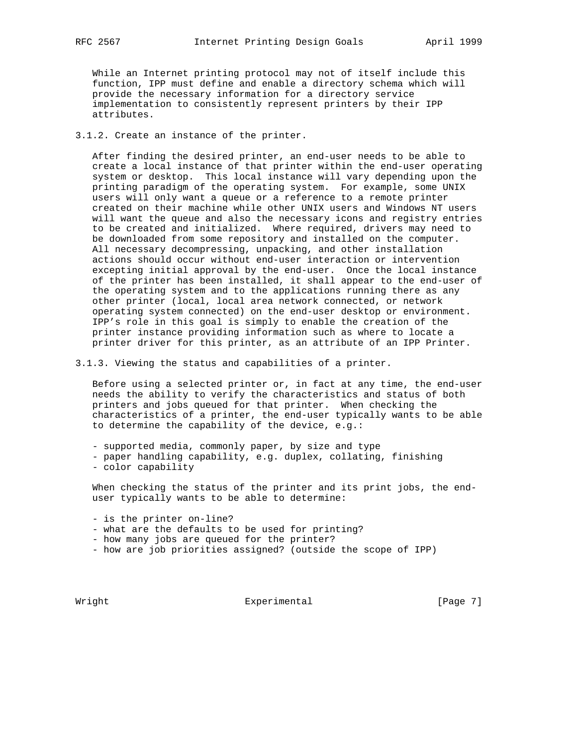While an Internet printing protocol may not of itself include this function, IPP must define and enable a directory schema which will provide the necessary information for a directory service implementation to consistently represent printers by their IPP attributes.

### 3.1.2. Create an instance of the printer.

After finding the desired printer, an end-user needs to be able to create a local instance of that printer within the end-user operating system or desktop. This local instance will vary depending upon the printing paradigm of the operating system. For example, some UNIX users will only want a queue or a reference to a remote printer created on their machine while other UNIX users and Windows NT users will want the queue and also the necessary icons and registry entries to be created and initialized. Where required, drivers may need to be downloaded from some repository and installed on the computer. All necessary decompressing, unpacking, and other installation actions should occur without end-user interaction or intervention excepting initial approval by the end-user. Once the local instance of the printer has been installed, it shall appear to the end-user of the operating system and to the applications running there as any other printer (local, local area network connected, or network operating system connected) on the end-user desktop or environment. IPP's role in this goal is simply to enable the creation of the printer instance providing information such as where to locate a printer driver for this printer, as an attribute of an IPP Printer.

### 3.1.3. Viewing the status and capabilities of a printer.

Before using a selected printer or, in fact at any time, the end-user needs the ability to verify the characteristics and status of both printers and jobs queued for that printer. When checking the characteristics of a printer, the end-user typically wants to be able to determine the capability of the device, e.g.:

- supported media, commonly paper, by size and type
- paper handling capability, e.g. duplex, collating, finishing
- color capability

When checking the status of the printer and its print jobs, the end-user typically wants to be able to determine:

- is the printer on-line?
- what are the defaults to be used for printing?
- how many jobs are queued for the printer?
- how are job priorities assigned? (outside the scope of IPP)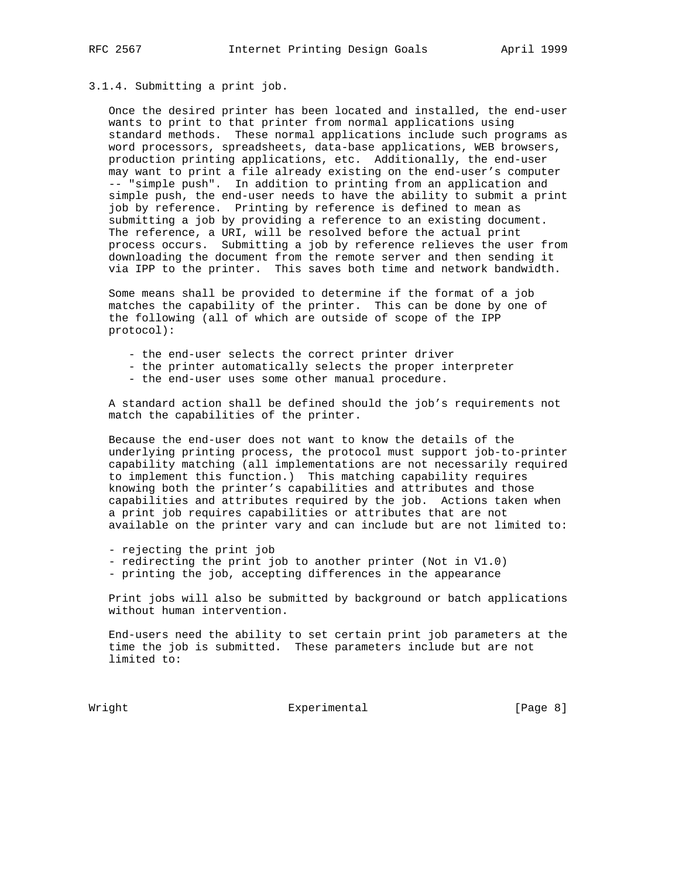### 3.1.4. Submitting a print job.

Once the desired printer has been located and installed, the end-user wants to print to that printer from normal applications using standard methods. These normal applications include such programs as word processors, spreadsheets, data-base applications, WEB browsers, production printing applications, etc. Additionally, the end-user may want to print a file already existing on the end-user's computer -- "simple push". In addition to printing from an application and simple push, the end-user needs to have the ability to submit a print job by reference. Printing by reference is defined to mean as submitting a job by providing a reference to an existing document. The reference, a URI, will be resolved before the actual print process occurs. Submitting a job by reference relieves the user from downloading the document from the remote server and then sending it via IPP to the printer. This saves both time and network bandwidth.

Some means shall be provided to determine if the format of a job matches the capability of the printer. This can be done by one of the following (all of which are outside of scope of the IPP protocol):

- the end-user selects the correct printer driver
- the printer automatically selects the proper interpreter
- the end-user uses some other manual procedure.

A standard action shall be defined should the job's requirements not match the capabilities of the printer.

Because the end-user does not want to know the details of the underlying printing process, the protocol must support job-to-printer capability matching (all implementations are not necessarily required to implement this function.) This matching capability requires knowing both the printer's capabilities and attributes and those capabilities and attributes required by the job. Actions taken when a print job requires capabilities or attributes that are not available on the printer vary and can include but are not limited to:

- rejecting the print job
- redirecting the print job to another printer (Not in V1.0)
- printing the job, accepting differences in the appearance

Print jobs will also be submitted by background or batch applications without human intervention.

End-users need the ability to set certain print job parameters at the time the job is submitted. These parameters include but are not limited to: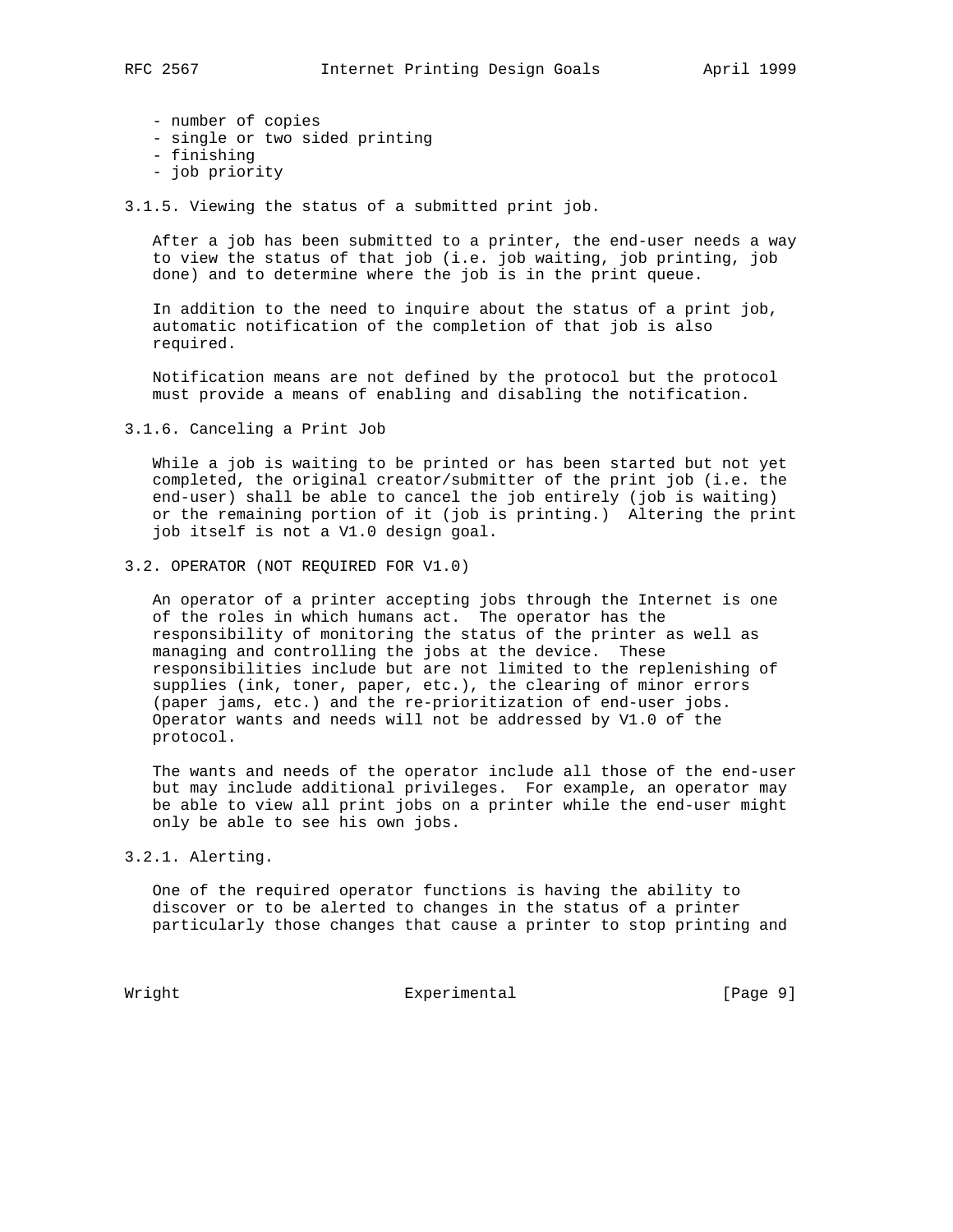- number of copies
- single or two sided printing
- finishing
- job priority

### 3.1.5. Viewing the status of a submitted print job.

After a job has been submitted to a printer, the end-user needs a way to view the status of that job (i.e. job waiting, job printing, job done) and to determine where the job is in the print queue.

In addition to the need to inquire about the status of a print job, automatic notification of the completion of that job is also required.

Notification means are not defined by the protocol but the protocol must provide a means of enabling and disabling the notification.

### 3.1.6. Canceling a Print Job

While a job is waiting to be printed or has been started but not yet completed, the original creator/submitter of the print job (i.e. the end-user) shall be able to cancel the job entirely (job is waiting) or the remaining portion of it (job is printing.) Altering the print job itself is not a V1.0 design goal.

## 3.2. OPERATOR (NOT REQUIRED FOR V1.0)

An operator of a printer accepting jobs through the Internet is one of the roles in which humans act. The operator has the responsibility of monitoring the status of the printer as well as managing and controlling the jobs at the device. These responsibilities include but are not limited to the replenishing of supplies (ink, toner, paper, etc.), the clearing of minor errors (paper jams, etc.) and the re-prioritization of end-user jobs. Operator wants and needs will not be addressed by V1.0 of the protocol.

The wants and needs of the operator include all those of the end-user but may include additional privileges. For example, an operator may be able to view all print jobs on a printer while the end-user might only be able to see his own jobs.

### 3.2.1. Alerting.

One of the required operator functions is having the ability to discover or to be alerted to changes in the status of a printer particularly those changes that cause a printer to stop printing and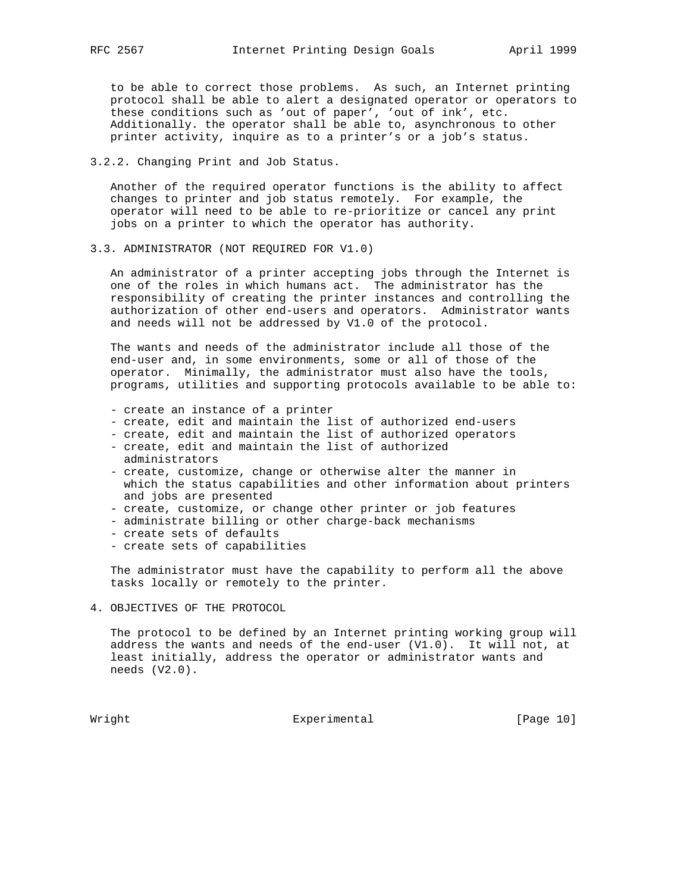to be able to correct those problems. As such, an Internet printing protocol shall be able to alert a designated operator or operators to these conditions such as 'out of paper', 'out of ink', etc. Additionally. the operator shall be able to, asynchronous to other printer activity, inquire as to a printer's or a job's status.

### 3.2.2. Changing Print and Job Status.

Another of the required operator functions is the ability to affect changes to printer and job status remotely. For example, the operator will need to be able to re-prioritize or cancel any print jobs on a printer to which the operator has authority.

## 3.3. ADMINISTRATOR (NOT REQUIRED FOR V1.0)

An administrator of a printer accepting jobs through the Internet is one of the roles in which humans act. The administrator has the responsibility of creating the printer instances and controlling the authorization of other end-users and operators. Administrator wants and needs will not be addressed by V1.0 of the protocol.

The wants and needs of the administrator include all those of the end-user and, in some environments, some or all of those of the operator. Minimally, the administrator must also have the tools, programs, utilities and supporting protocols available to be able to:

- create an instance of a printer
- create, edit and maintain the list of authorized end-users
- create, edit and maintain the list of authorized operators
- create, edit and maintain the list of authorized administrators
- create, customize, change or otherwise alter the manner in which the status capabilities and other information about printers and jobs are presented
- create, customize, or change other printer or job features
- administrate billing or other charge-back mechanisms
- create sets of defaults
- create sets of capabilities

The administrator must have the capability to perform all the above tasks locally or remotely to the printer.

# 4. OBJECTIVES OF THE PROTOCOL

The protocol to be defined by an Internet printing working group will address the wants and needs of the end-user (V1.0). It will not, at least initially, address the operator or administrator wants and needs (V2.0).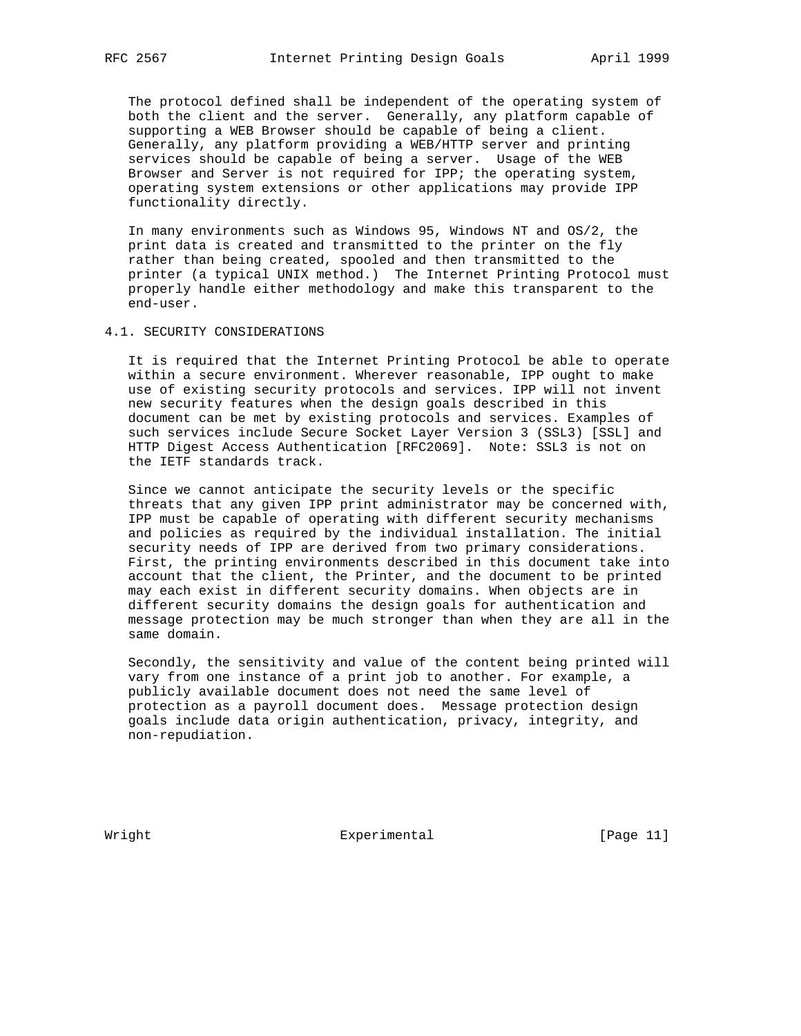The protocol defined shall be independent of the operating system of both the client and the server. Generally, any platform capable of supporting a WEB Browser should be capable of being a client. Generally, any platform providing a WEB/HTTP server and printing services should be capable of being a server. Usage of the WEB Browser and Server is not required for IPP; the operating system, operating system extensions or other applications may provide IPP functionality directly.

In many environments such as Windows 95, Windows NT and OS/2, the print data is created and transmitted to the printer on the fly rather than being created, spooled and then transmitted to the printer (a typical UNIX method.) The Internet Printing Protocol must properly handle either methodology and make this transparent to the end-user.

## 4.1. SECURITY CONSIDERATIONS

It is required that the Internet Printing Protocol be able to operate within a secure environment. Wherever reasonable, IPP ought to make use of existing security protocols and services. IPP will not invent new security features when the design goals described in this document can be met by existing protocols and services. Examples of such services include Secure Socket Layer Version 3 (SSL3) [SSL] and HTTP Digest Access Authentication [RFC2069]. Note: SSL3 is not on the IETF standards track.

Since we cannot anticipate the security levels or the specific threats that any given IPP print administrator may be concerned with, IPP must be capable of operating with different security mechanisms and policies as required by the individual installation. The initial security needs of IPP are derived from two primary considerations. First, the printing environments described in this document take into account that the client, the Printer, and the document to be printed may each exist in different security domains. When objects are in different security domains the design goals for authentication and message protection may be much stronger than when they are all in the same domain.

Secondly, the sensitivity and value of the content being printed will vary from one instance of a print job to another. For example, a publicly available document does not need the same level of protection as a payroll document does. Message protection design goals include data origin authentication, privacy, integrity, and non-repudiation.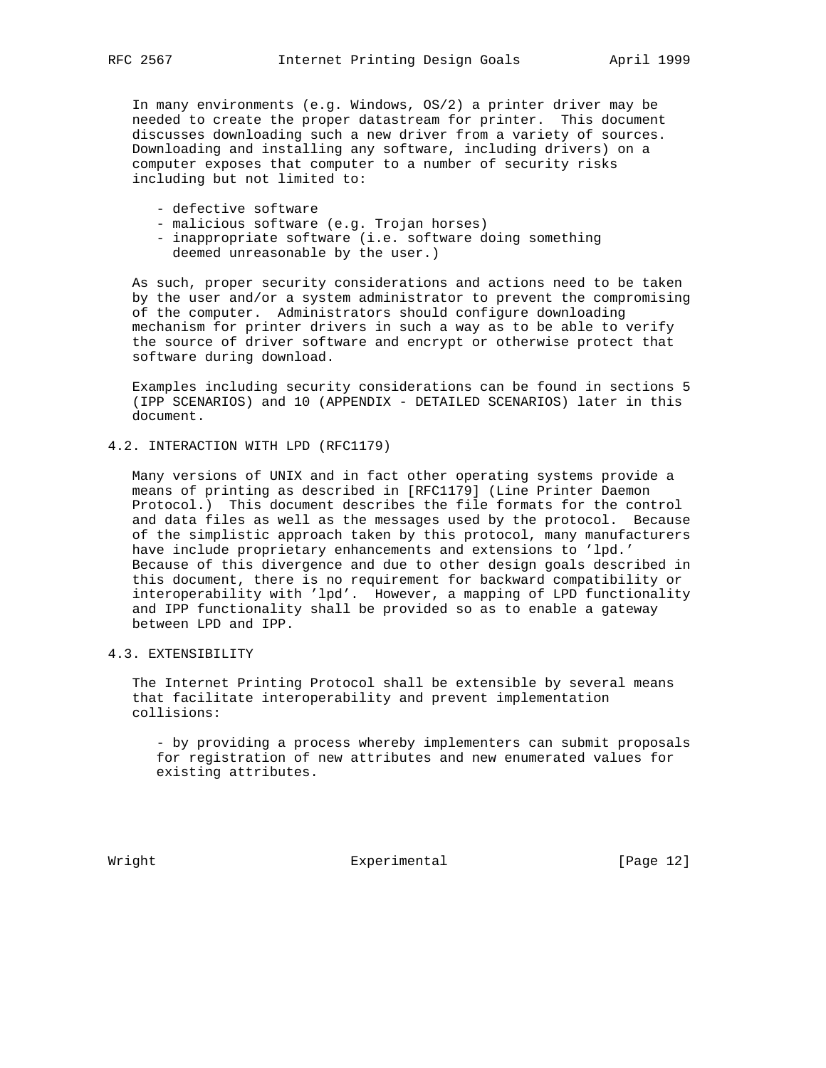In many environments (e.g. Windows, OS/2) a printer driver may be needed to create the proper datastream for printer. This document discusses downloading such a new driver from a variety of sources. Downloading and installing any software, including drivers) on a computer exposes that computer to a number of security risks including but not limited to:

- defective software
- malicious software (e.g. Trojan horses)
- inappropriate software (i.e. software doing something deemed unreasonable by the user.)

As such, proper security considerations and actions need to be taken by the user and/or a system administrator to prevent the compromising of the computer. Administrators should configure downloading mechanism for printer drivers in such a way as to be able to verify the source of driver software and encrypt or otherwise protect that software during download.

Examples including security considerations can be found in sections 5 (IPP SCENARIOS) and 10 (APPENDIX - DETAILED SCENARIOS) later in this document.

## 4.2. INTERACTION WITH LPD (RFC1179)

Many versions of UNIX and in fact other operating systems provide a means of printing as described in [RFC1179] (Line Printer Daemon Protocol.) This document describes the file formats for the control and data files as well as the messages used by the protocol. Because of the simplistic approach taken by this protocol, many manufacturers have include proprietary enhancements and extensions to 'lpd.' Because of this divergence and due to other design goals described in this document, there is no requirement for backward compatibility or interoperability with 'lpd'. However, a mapping of LPD functionality and IPP functionality shall be provided so as to enable a gateway between LPD and IPP.

## 4.3. EXTENSIBILITY

The Internet Printing Protocol shall be extensible by several means that facilitate interoperability and prevent implementation collisions:

- by providing a process whereby implementers can submit proposals for registration of new attributes and new enumerated values for existing attributes.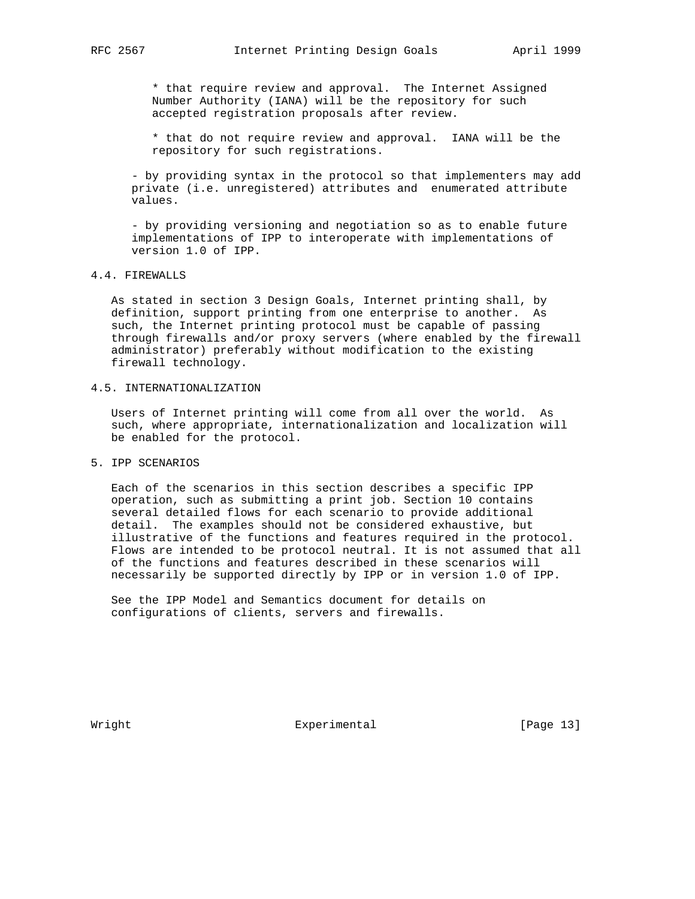- that require review and approval. The Internet Assigned Number Authority (IANA) will be the repository for such accepted registration proposals after review.

- that do not require review and approval. IANA will be the repository for such registrations.

- by providing syntax in the protocol so that implementers may add private (i.e. unregistered) attributes and enumerated attribute values.

- by providing versioning and negotiation so as to enable future implementations of IPP to interoperate with implementations of version 1.0 of IPP.

### 4.4. FIREWALLS

As stated in section 3 Design Goals, Internet printing shall, by definition, support printing from one enterprise to another. As such, the Internet printing protocol must be capable of passing through firewalls and/or proxy servers (where enabled by the firewall administrator) preferably without modification to the existing firewall technology.

### 4.5. INTERNATIONALIZATION

Users of Internet printing will come from all over the world. As such, where appropriate, internationalization and localization will be enabled for the protocol.

## 5. IPP SCENARIOS

Each of the scenarios in this section describes a specific IPP operation, such as submitting a print job. Section 10 contains several detailed flows for each scenario to provide additional detail. The examples should not be considered exhaustive, but illustrative of the functions and features required in the protocol. Flows are intended to be protocol neutral. It is not assumed that all of the functions and features described in these scenarios will necessarily be supported directly by IPP or in version 1.0 of IPP.

See the IPP Model and Semantics document for details on configurations of clients, servers and firewalls.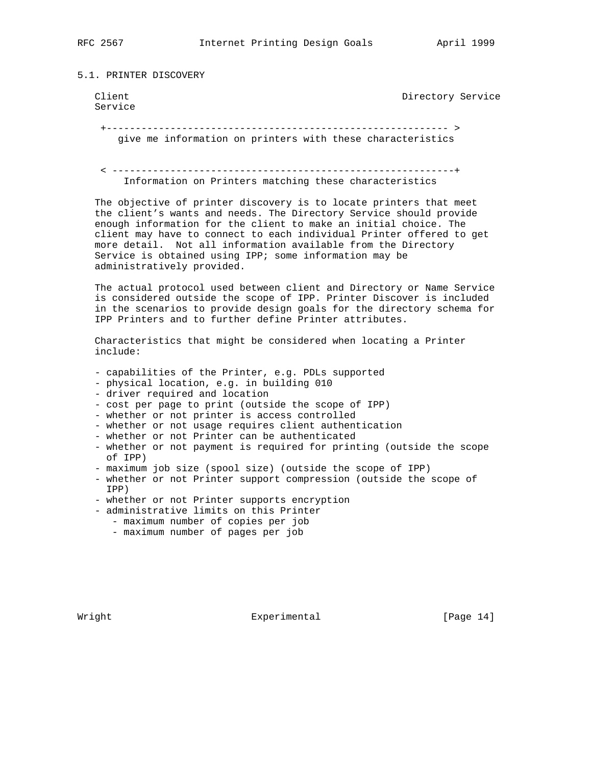## 5.1. PRINTER DISCOVERY

```
   Client                                               Directory Service
   Service

     +---------------------------------------------------------- >
        give me information on printers with these characteristics


     < ----------------------------------------------------------+
         Information on Printers matching these characteristics
```

The objective of printer discovery is to locate printers that meet the client’s wants and needs. The Directory Service should provide enough information for the client to make an initial choice. The client may have to connect to each individual Printer offered to get more detail. Not all information available from the Directory Service is obtained using IPP; some information may be administratively provided.

The actual protocol used between client and Directory or Name Service is considered outside the scope of IPP. Printer Discover is included in the scenarios to provide design goals for the directory schema for IPP Printers and to further define Printer attributes.

Characteristics that might be considered when locating a Printer include:

- capabilities of the Printer, e.g. PDLs supported
- physical location, e.g. in building 010
- driver required and location
- cost per page to print (outside the scope of IPP)
- whether or not printer is access controlled
- whether or not usage requires client authentication
- whether or not Printer can be authenticated
- whether or not payment is required for printing (outside the scope of IPP)
- maximum job size (spool size) (outside the scope of IPP)
- whether or not Printer support compression (outside the scope of IPP)
- whether or not Printer supports encryption
- administrative limits on this Printer
  - maximum number of copies per job
  - maximum number of pages per job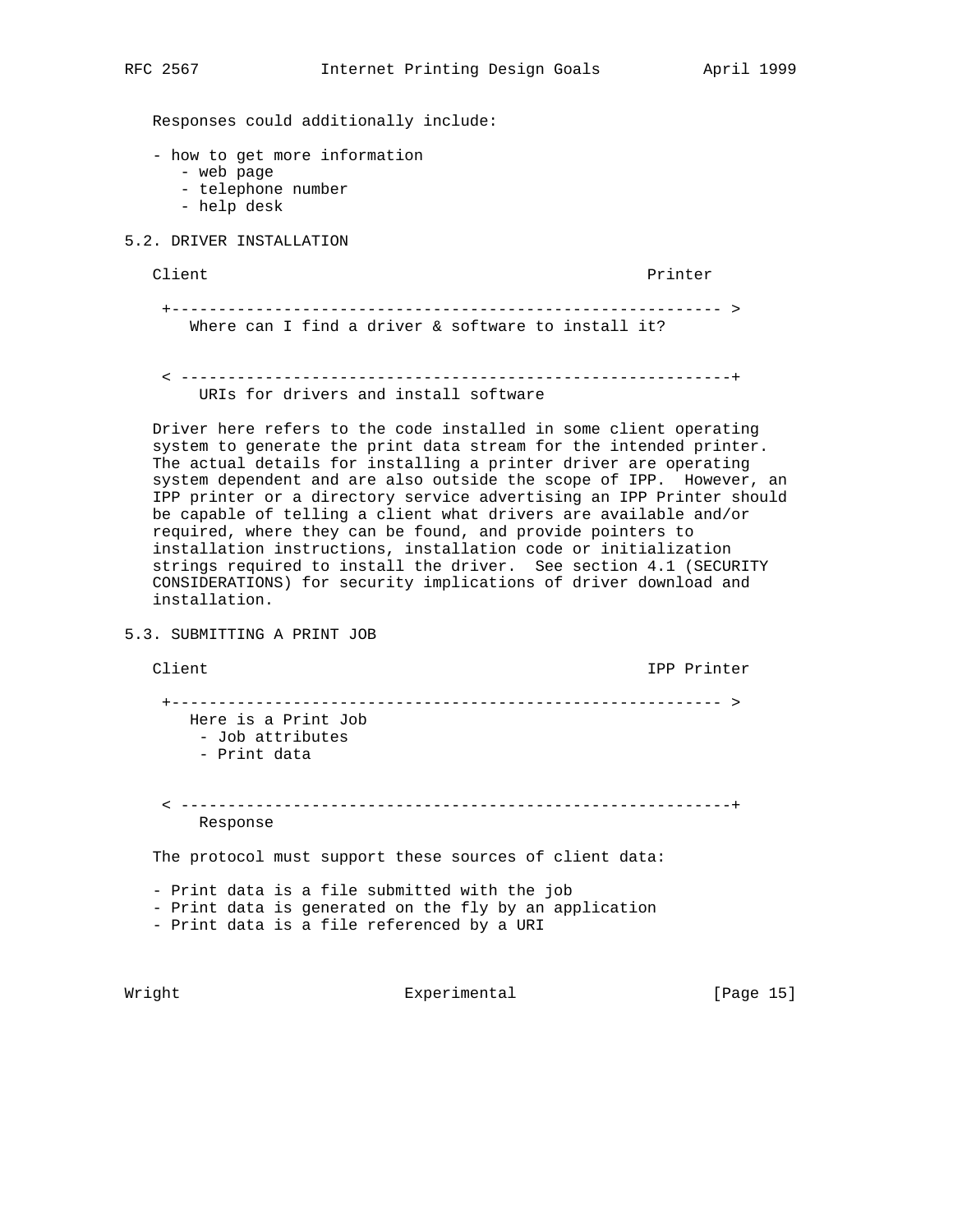Responses could additionally include:

- how to get more information
  - web page
  - telephone number
  - help desk

## 5.2. DRIVER INSTALLATION

```
Client                                                  Printer

  +---------------------------------------------------------- >
     Where can I find a driver & software to install it?


  < ----------------------------------------------------------+
      URIs for drivers and install software
```

Driver here refers to the code installed in some client operating system to generate the print data stream for the intended printer. The actual details for installing a printer driver are operating system dependent and are also outside the scope of IPP. However, an IPP printer or a directory service advertising an IPP Printer should be capable of telling a client what drivers are available and/or required, where they can be found, and provide pointers to installation instructions, installation code or initialization strings required to install the driver. See section 4.1 (SECURITY CONSIDERATIONS) for security implications of driver download and installation.

## 5.3. SUBMITTING A PRINT JOB

```
Client                                                  IPP Printer

  +---------------------------------------------------------- >
     Here is a Print Job
      - Job attributes
      - Print data


  < ----------------------------------------------------------+
      Response
```

The protocol must support these sources of client data:

- Print data is a file submitted with the job
- Print data is generated on the fly by an application
- Print data is a file referenced by a URI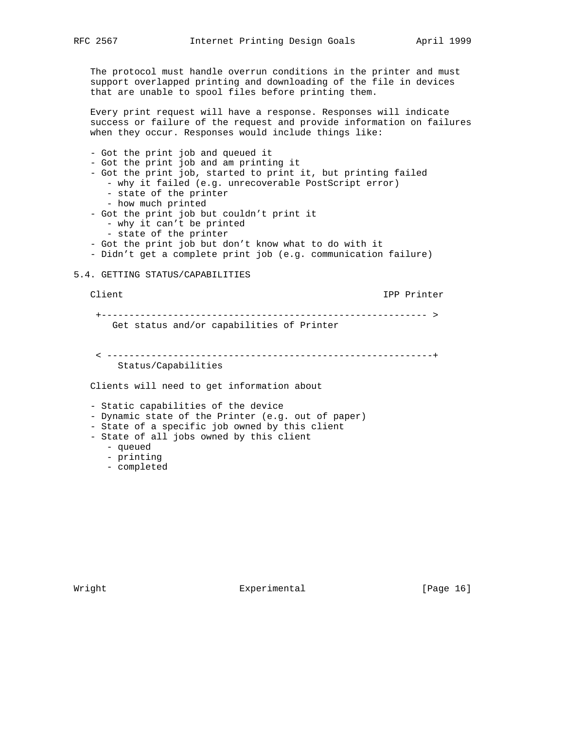The protocol must handle overrun conditions in the printer and must support overlapped printing and downloading of the file in devices that are unable to spool files before printing them.

Every print request will have a response. Responses will indicate success or failure of the request and provide information on failures when they occur. Responses would include things like:

- Got the print job and queued it
- Got the print job and am printing it
- Got the print job, started to print it, but printing failed
  - why it failed (e.g. unrecoverable PostScript error)
  - state of the printer
  - how much printed
- Got the print job but couldn't print it
  - why it can't be printed
  - state of the printer
- Got the print job but don't know what to do with it
- Didn't get a complete print job (e.g. communication failure)

### 5.4. GETTING STATUS/CAPABILITIES

```
   Client                                             IPP Printer

     +--------------------------------------------------------- >
         Get status and/or capabilities of Printer


     < ---------------------------------------------------------+
          Status/Capabilities
```

Clients will need to get information about

- Static capabilities of the device
- Dynamic state of the Printer (e.g. out of paper)
- State of a specific job owned by this client
- State of all jobs owned by this client
  - queued
  - printing
  - completed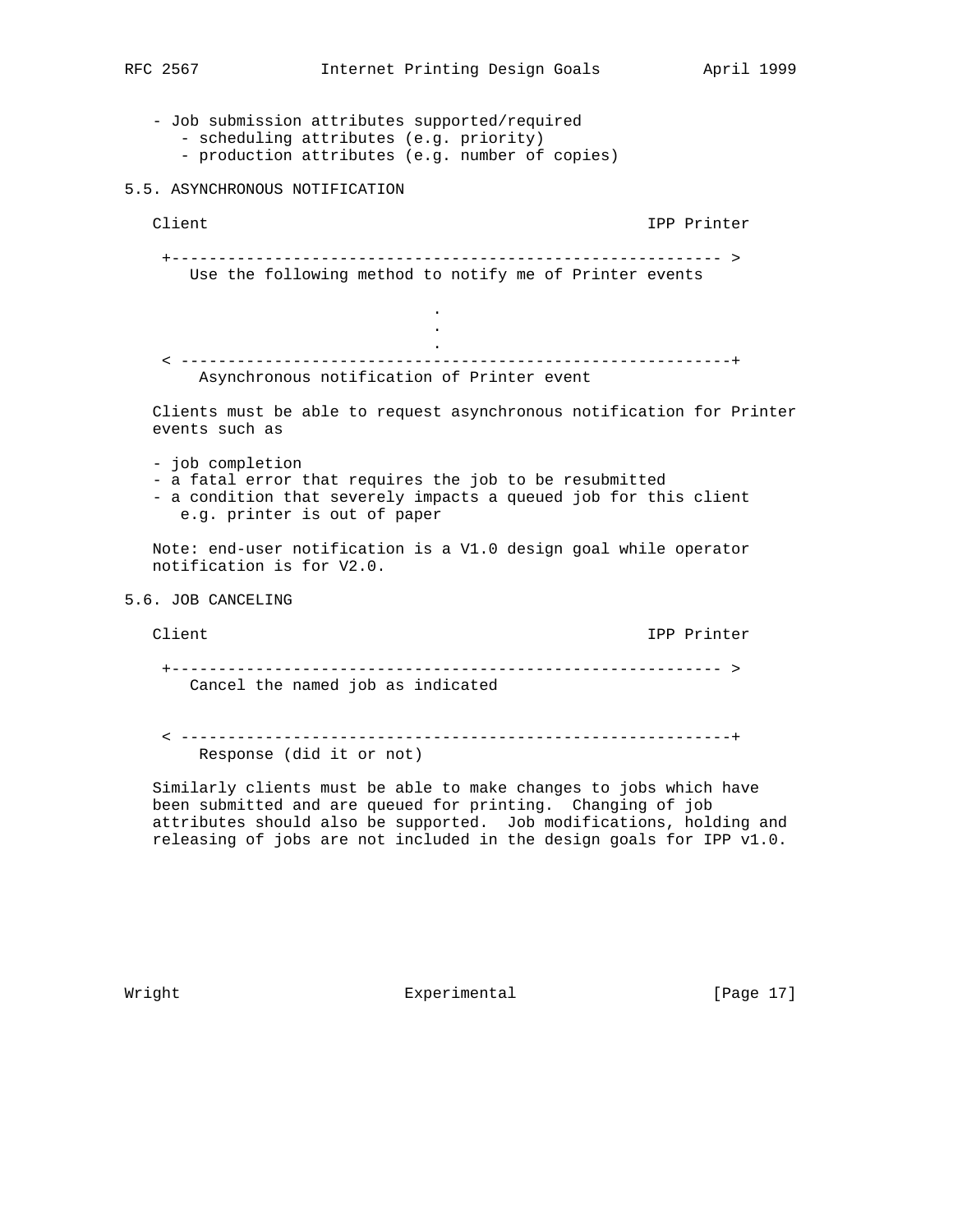- Job submission attributes supported/required
  - scheduling attributes (e.g. priority)
  - production attributes (e.g. number of copies)

## 5.5. ASYNCHRONOUS NOTIFICATION

```
   Client                                               IPP Printer

    +---------------------------------------------------------- >
       Use the following method to notify me of Printer events

                              .
                              .
                              .
    < ----------------------------------------------------------+
        Asynchronous notification of Printer event
```

Clients must be able to request asynchronous notification for Printer events such as

- job completion
- a fatal error that requires the job to be resubmitted
- a condition that severely impacts a queued job for this client e.g. printer is out of paper

Note: end-user notification is a V1.0 design goal while operator notification is for V2.0.

## 5.6. JOB CANCELING

```
   Client                                               IPP Printer

    +---------------------------------------------------------- >
       Cancel the named job as indicated


    < ----------------------------------------------------------+
        Response (did it or not)
```

Similarly clients must be able to make changes to jobs which have been submitted and are queued for printing. Changing of job attributes should also be supported. Job modifications, holding and releasing of jobs are not included in the design goals for IPP v1.0.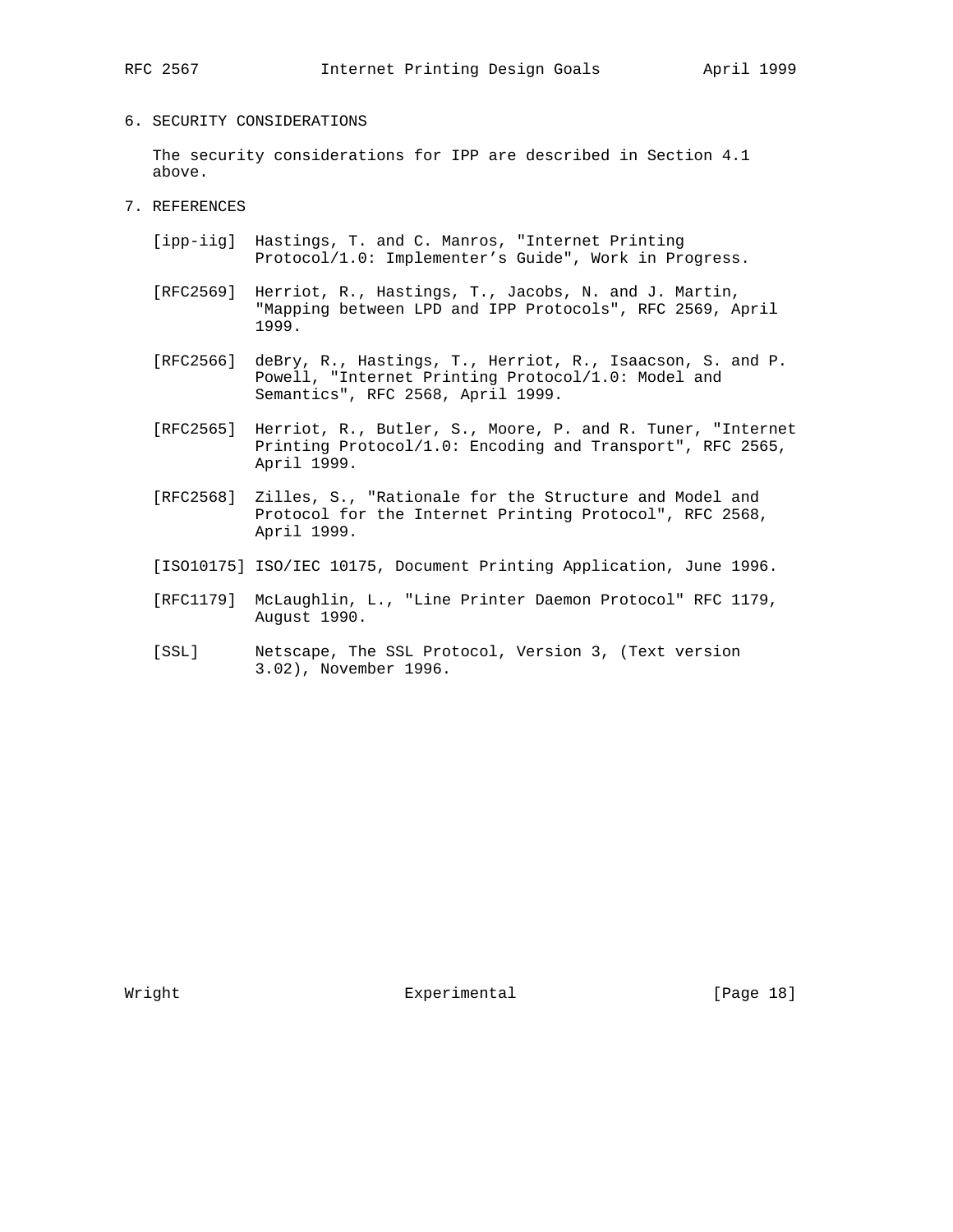## 6. SECURITY CONSIDERATIONS

The security considerations for IPP are described in Section 4.1 above.

## 7. REFERENCES

[ipp-iig] Hastings, T. and C. Manros, "Internet Printing Protocol/1.0: Implementer’s Guide", Work in Progress.

[RFC2569] Herriot, R., Hastings, T., Jacobs, N. and J. Martin, "Mapping between LPD and IPP Protocols", RFC 2569, April 1999.

[RFC2566] deBry, R., Hastings, T., Herriot, R., Isaacson, S. and P. Powell, "Internet Printing Protocol/1.0: Model and Semantics", RFC 2568, April 1999.

[RFC2565] Herriot, R., Butler, S., Moore, P. and R. Tuner, "Internet Printing Protocol/1.0: Encoding and Transport", RFC 2565, April 1999.

[RFC2568] Zilles, S., "Rationale for the Structure and Model and Protocol for the Internet Printing Protocol", RFC 2568, April 1999.

[ISO10175] ISO/IEC 10175, Document Printing Application, June 1996.

[RFC1179] McLaughlin, L., "Line Printer Daemon Protocol" RFC 1179, August 1990.

[SSL] Netscape, The SSL Protocol, Version 3, (Text version 3.02), November 1996.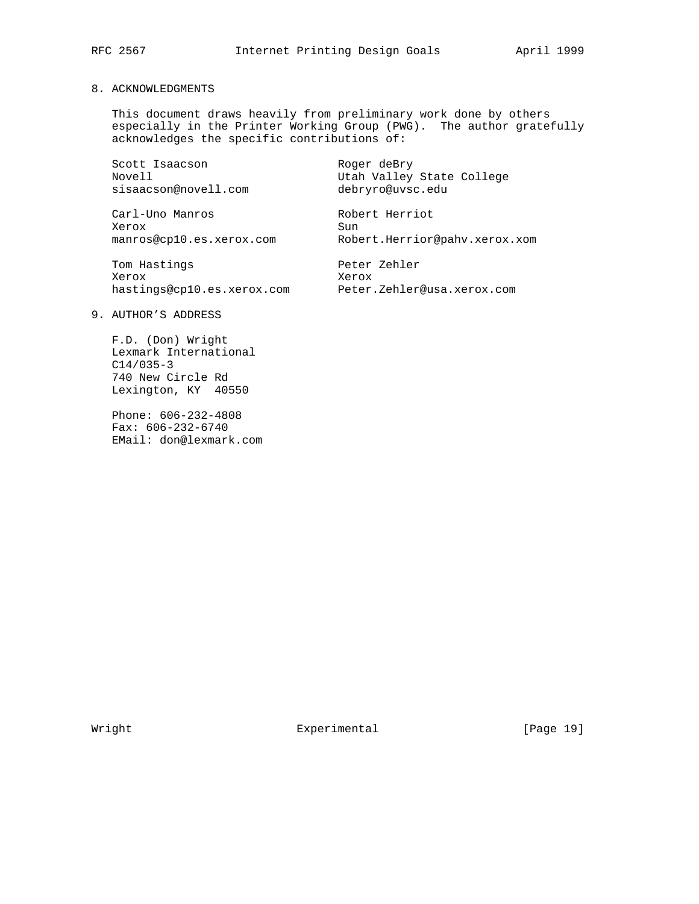## 8. ACKNOWLEDGMENTS

This document draws heavily from preliminary work done by others especially in the Printer Working Group (PWG). The author gratefully acknowledges the specific contributions of:

Scott Isaacson
Novell
sisaacson@novell.com

Roger deBry
Utah Valley State College
debryro@uvsc.edu

Carl-Uno Manros
Xerox
manros@cp10.es.xerox.com

Robert Herriot
Sun
Robert.Herrior@pahv.xerox.xom

Tom Hastings
Xerox
hastings@cp10.es.xerox.com

Peter Zehler
Xerox
Peter.Zehler@usa.xerox.com

## 9. AUTHOR'S ADDRESS

F.D. (Don) Wright
Lexmark International
C14/035-3
740 New Circle Rd
Lexington, KY 40550

Phone: 606-232-4808
Fax: 606-232-6740
EMail: don@lexmark.com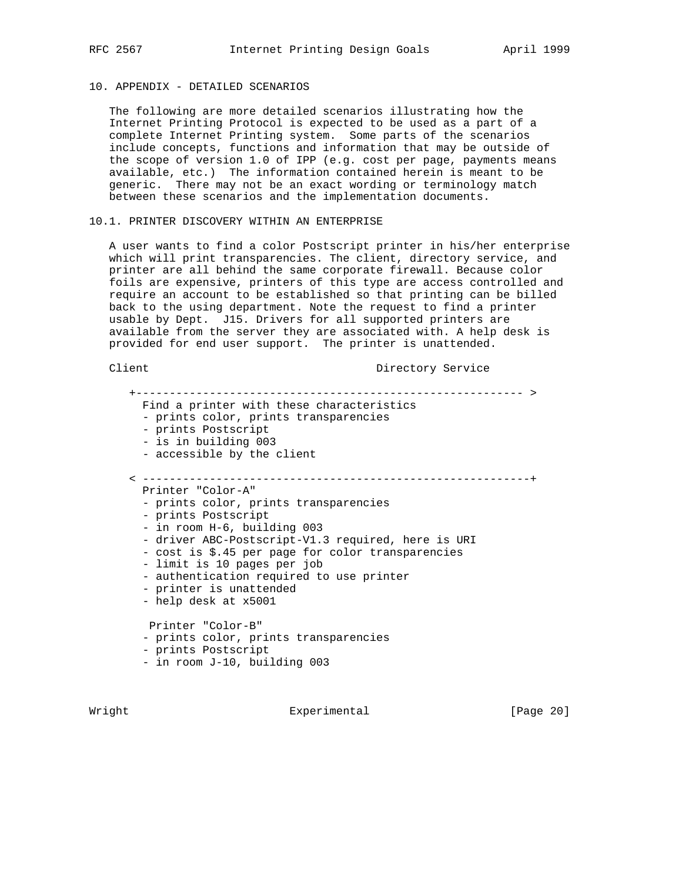## 10. APPENDIX - DETAILED SCENARIOS

The following are more detailed scenarios illustrating how the Internet Printing Protocol is expected to be used as a part of a complete Internet Printing system. Some parts of the scenarios include concepts, functions and information that may be outside of the scope of version 1.0 of IPP (e.g. cost per page, payments means available, etc.) The information contained herein is meant to be generic. There may not be an exact wording or terminology match between these scenarios and the implementation documents.

### 10.1. PRINTER DISCOVERY WITHIN AN ENTERPRISE

A user wants to find a color Postscript printer in his/her enterprise which will print transparencies. The client, directory service, and printer are all behind the same corporate firewall. Because color foils are expensive, printers of this type are access controlled and require an account to be established so that printing can be billed back to the using department. Note the request to find a printer usable by Dept. J15. Drivers for all supported printers are available from the server they are associated with. A help desk is provided for end user support. The printer is unattended.

```
Client                                  Directory Service

   +--------------------------------------------------------- >
     Find a printer with these characteristics
     - prints color, prints transparencies
     - prints Postscript
     - is in building 003
     - accessible by the client

   < ---------------------------------------------------------+
     Printer "Color-A"
     - prints color, prints transparencies
     - prints Postscript
     - in room H-6, building 003
     - driver ABC-Postscript-V1.3 required, here is URI
     - cost is $.45 per page for color transparencies
     - limit is 10 pages per job
     - authentication required to use printer
     - printer is unattended
     - help desk at x5001

      Printer "Color-B"
     - prints color, prints transparencies
     - prints Postscript
     - in room J-10, building 003
```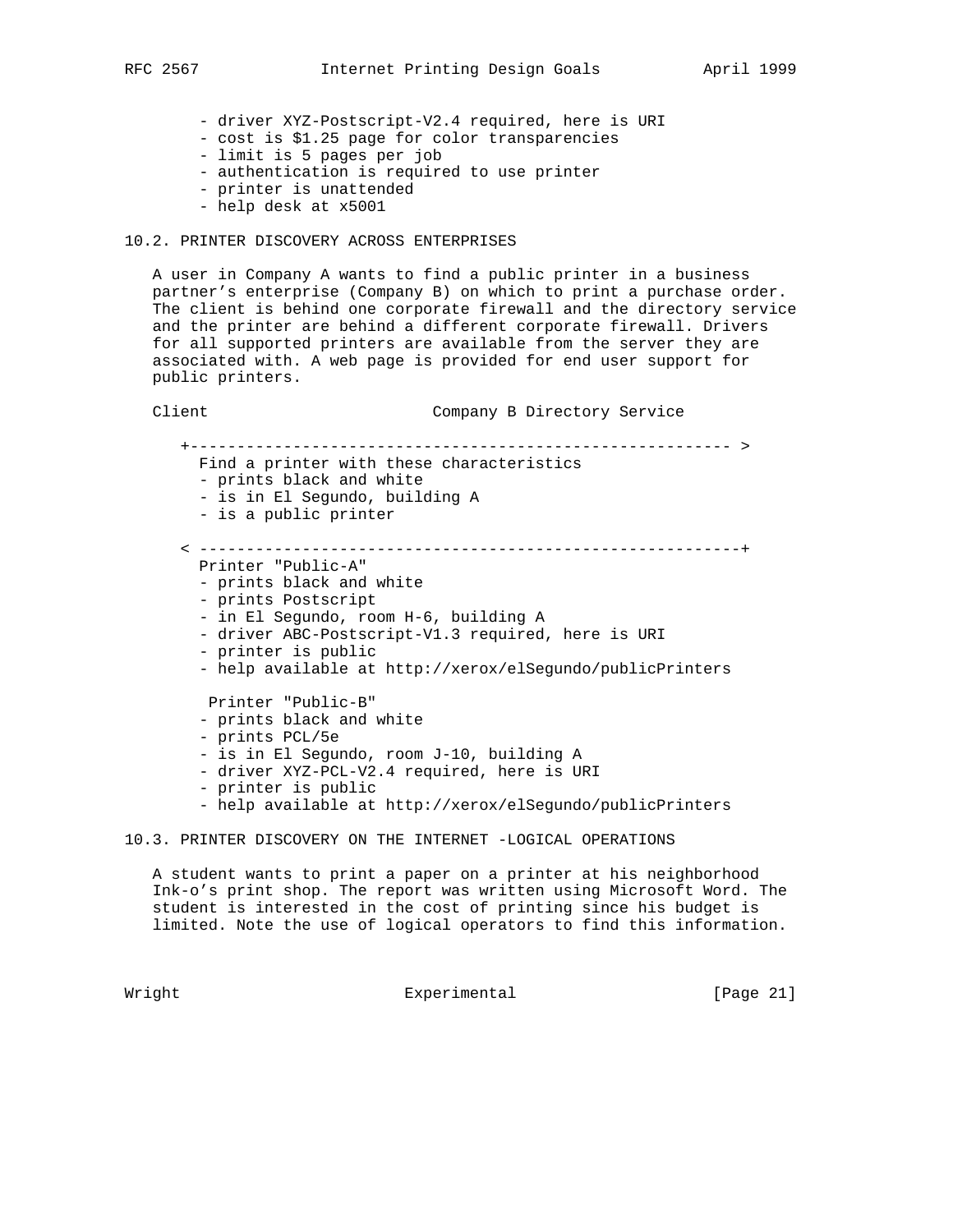- driver XYZ-Postscript-V2.4 required, here is URI
- cost is $1.25 page for color transparencies
- limit is 5 pages per job
- authentication is required to use printer
- printer is unattended
- help desk at x5001

## 10.2. PRINTER DISCOVERY ACROSS ENTERPRISES

A user in Company A wants to find a public printer in a business partner's enterprise (Company B) on which to print a purchase order. The client is behind one corporate firewall and the directory service and the printer are behind a different corporate firewall. Drivers for all supported printers are available from the server they are associated with. A web page is provided for end user support for public printers.

```
Client                         Company B Directory Service

   +--------------------------------------------------------- >
     Find a printer with these characteristics
     - prints black and white
     - is in El Segundo, building A
     - is a public printer

   < ---------------------------------------------------------+
     Printer "Public-A"
     - prints black and white
     - prints Postscript
     - in El Segundo, room H-6, building A
     - driver ABC-Postscript-V1.3 required, here is URI
     - printer is public
     - help available at http://xerox/elSegundo/publicPrinters

      Printer "Public-B"
     - prints black and white
     - prints PCL/5e
     - is in El Segundo, room J-10, building A
     - driver XYZ-PCL-V2.4 required, here is URI
     - printer is public
     - help available at http://xerox/elSegundo/publicPrinters
```

## 10.3. PRINTER DISCOVERY ON THE INTERNET -LOGICAL OPERATIONS

A student wants to print a paper on a printer at his neighborhood Ink-o's print shop. The report was written using Microsoft Word. The student is interested in the cost of printing since his budget is limited. Note the use of logical operators to find this information.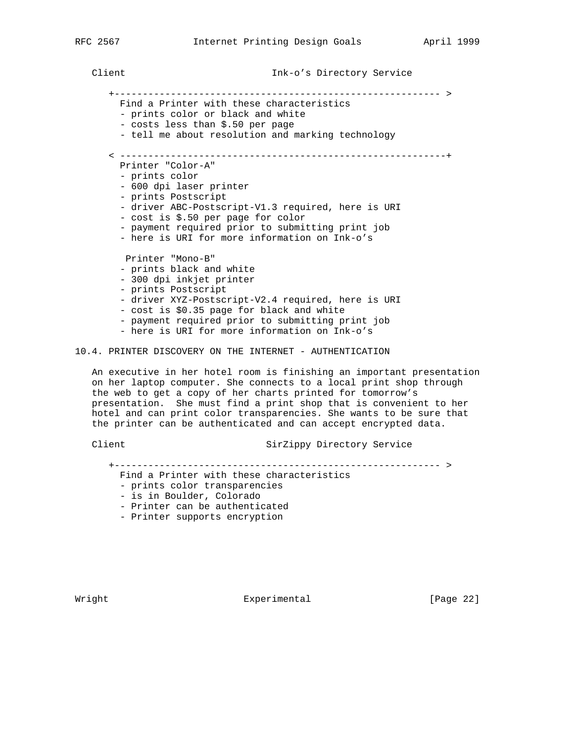```
Client                         Ink-o's Directory Service

   +-------------------------------------------------------- >
     Find a Printer with these characteristics
     - prints color or black and white
     - costs less than $.50 per page
     - tell me about resolution and marking technology

   < --------------------------------------------------------+
     Printer "Color-A"
     - prints color
     - 600 dpi laser printer
     - prints Postscript
     - driver ABC-Postscript-V1.3 required, here is URI
     - cost is $.50 per page for color
     - payment required prior to submitting print job
     - here is URI for more information on Ink-o's

      Printer "Mono-B"
     - prints black and white
     - 300 dpi inkjet printer
     - prints Postscript
     - driver XYZ-Postscript-V2.4 required, here is URI
     - cost is $0.35 page for black and white
     - payment required prior to submitting print job
     - here is URI for more information on Ink-o's
```

## 10.4. PRINTER DISCOVERY ON THE INTERNET - AUTHENTICATION

An executive in her hotel room is finishing an important presentation on her laptop computer. She connects to a local print shop through the web to get a copy of her charts printed for tomorrow's presentation. She must find a print shop that is convenient to her hotel and can print color transparencies. She wants to be sure that the printer can be authenticated and can accept encrypted data.

```
Client                        SirZippy Directory Service

   +-------------------------------------------------------- >
     Find a Printer with these characteristics
     - prints color transparencies
     - is in Boulder, Colorado
     - Printer can be authenticated
     - Printer supports encryption
```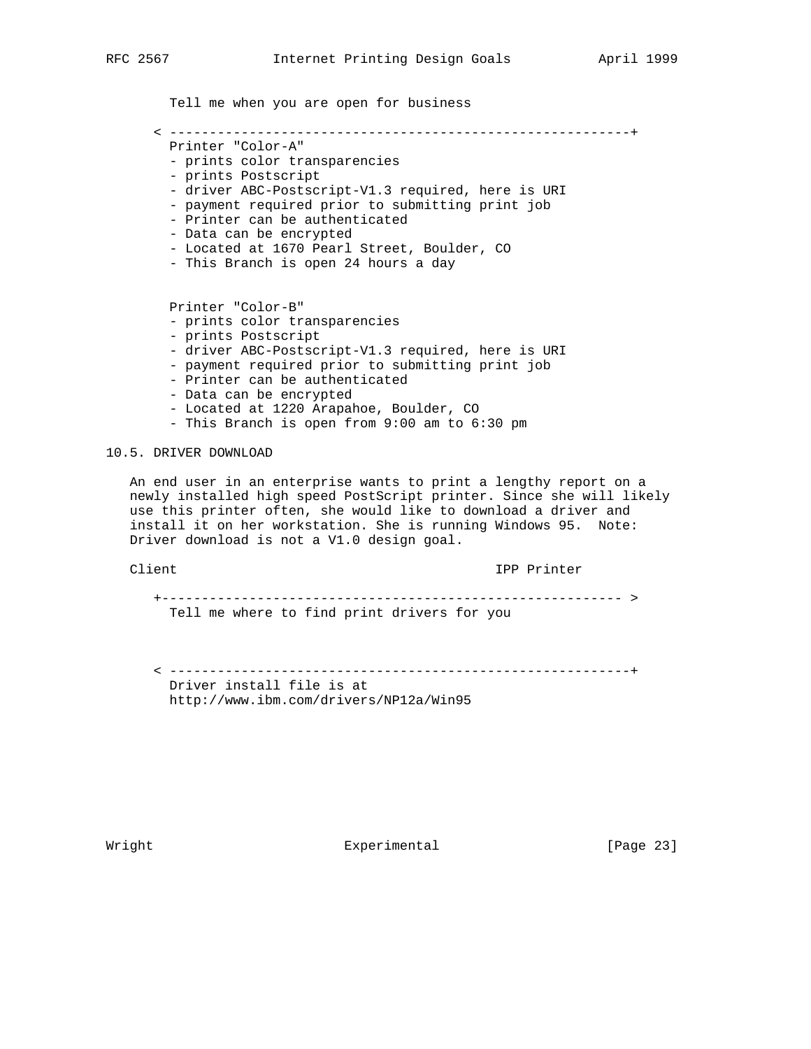```
        Tell me when you are open for business

      < ----------------------------------------------------------+
        Printer "Color-A"
        - prints color transparencies
        - prints Postscript
        - driver ABC-Postscript-V1.3 required, here is URI
        - payment required prior to submitting print job
        - Printer can be authenticated
        - Data can be encrypted
        - Located at 1670 Pearl Street, Boulder, CO
        - This Branch is open 24 hours a day


        Printer "Color-B"
        - prints color transparencies
        - prints Postscript
        - driver ABC-Postscript-V1.3 required, here is URI
        - payment required prior to submitting print job
        - Printer can be authenticated
        - Data can be encrypted
        - Located at 1220 Arapahoe, Boulder, CO
        - This Branch is open from 9:00 am to 6:30 pm
```

## 10.5. DRIVER DOWNLOAD

An end user in an enterprise wants to print a lengthy report on a newly installed high speed PostScript printer. Since she will likely use this printer often, she would like to download a driver and install it on her workstation. She is running Windows 95. Note: Driver download is not a V1.0 design goal.

```
   Client                                      IPP Printer

      +---------------------------------------------------------- >
        Tell me where to find print drivers for you



      < ----------------------------------------------------------+
        Driver install file is at
        http://www.ibm.com/drivers/NP12a/Win95
```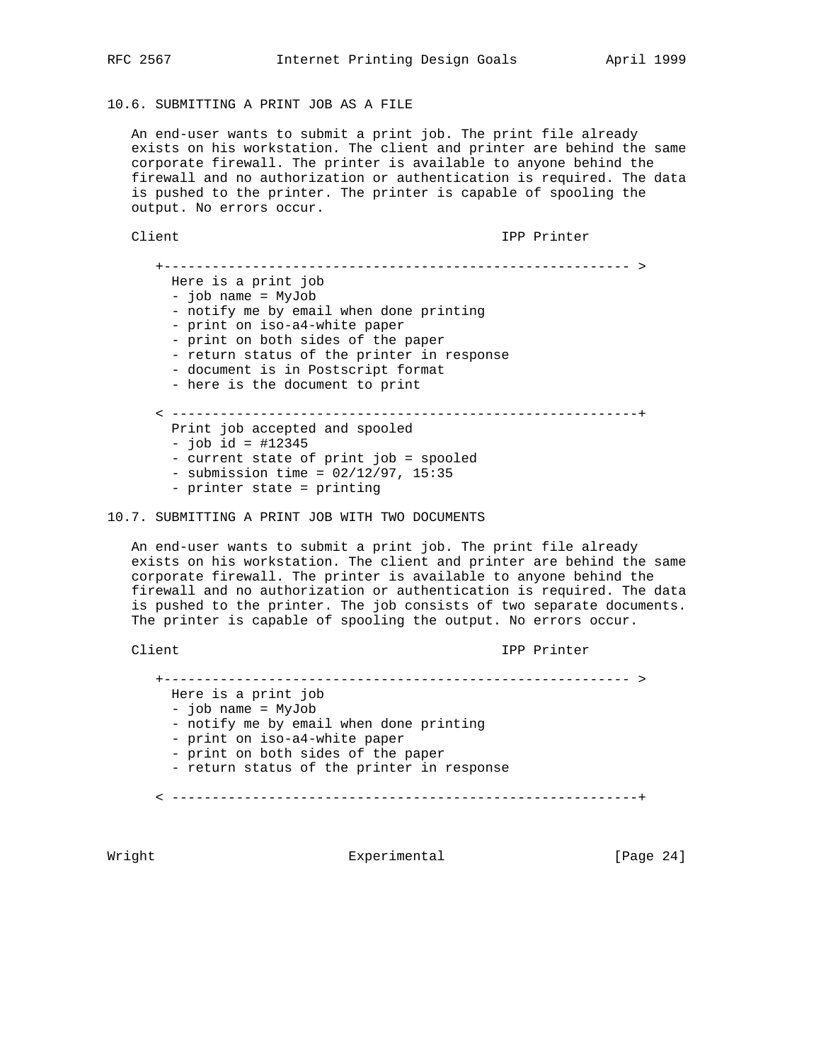### 10.6. SUBMITTING A PRINT JOB AS A FILE

An end-user wants to submit a print job. The print file already exists on his workstation. The client and printer are behind the same corporate firewall. The printer is available to anyone behind the firewall and no authorization or authentication is required. The data is pushed to the printer. The printer is capable of spooling the output. No errors occur.

```
Client                                        IPP Printer

   +----------------------------------------------------------- >
     Here is a print job
     - job name = MyJob
     - notify me by email when done printing
     - print on iso-a4-white paper
     - print on both sides of the paper
     - return status of the printer in response
     - document is in Postscript format
     - here is the document to print

   < -----------------------------------------------------------+
     Print job accepted and spooled
     - job id = #12345
     - current state of print job = spooled
     - submission time = 02/12/97, 15:35
     - printer state = printing
```

### 10.7. SUBMITTING A PRINT JOB WITH TWO DOCUMENTS

An end-user wants to submit a print job. The print file already exists on his workstation. The client and printer are behind the same corporate firewall. The printer is available to anyone behind the firewall and no authorization or authentication is required. The data is pushed to the printer. The job consists of two separate documents. The printer is capable of spooling the output. No errors occur.

```
Client                                        IPP Printer

   +----------------------------------------------------------- >
     Here is a print job
     - job name = MyJob
     - notify me by email when done printing
     - print on iso-a4-white paper
     - print on both sides of the paper
     - return status of the printer in response

   < -----------------------------------------------------------+
```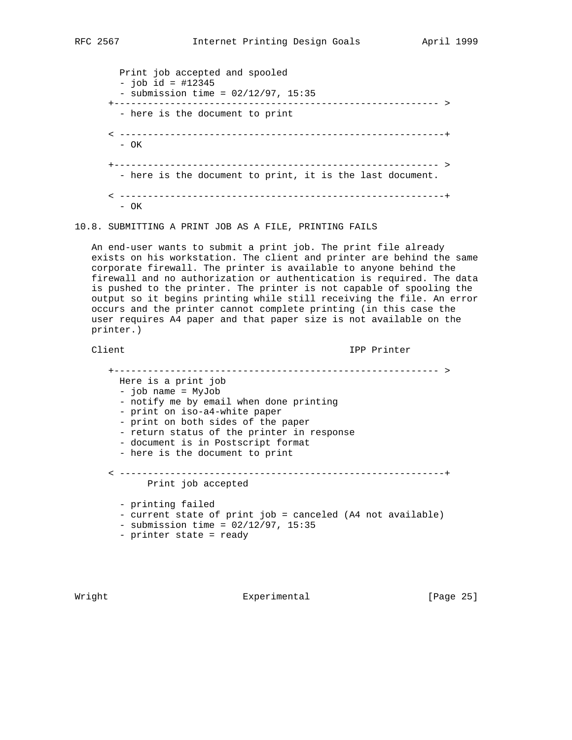```
     Print job accepted and spooled
     - job id = #12345
     - submission time = 02/12/97, 15:35
   +---------------------------------------------------------- >
     - here is the document to print

   < ----------------------------------------------------------+
     - OK

   +---------------------------------------------------------- >
     - here is the document to print, it is the last document.

   < ----------------------------------------------------------+
     - OK
```

## 10.8. SUBMITTING A PRINT JOB AS A FILE, PRINTING FAILS

An end-user wants to submit a print job. The print file already exists on his workstation. The client and printer are behind the same corporate firewall. The printer is available to anyone behind the firewall and no authorization or authentication is required. The data is pushed to the printer. The printer is not capable of spooling the output so it begins printing while still receiving the file. An error occurs and the printer cannot complete printing (in this case the user requires A4 paper and that paper size is not available on the printer.)

```
Client                                          IPP Printer

   +---------------------------------------------------------- >
     Here is a print job
     - job name = MyJob
     - notify me by email when done printing
     - print on iso-a4-white paper
     - print on both sides of the paper
     - return status of the printer in response
     - document is in Postscript format
     - here is the document to print

   < ----------------------------------------------------------+
          Print job accepted

     - printing failed
     - current state of print job = canceled (A4 not available)
     - submission time = 02/12/97, 15:35
     - printer state = ready
```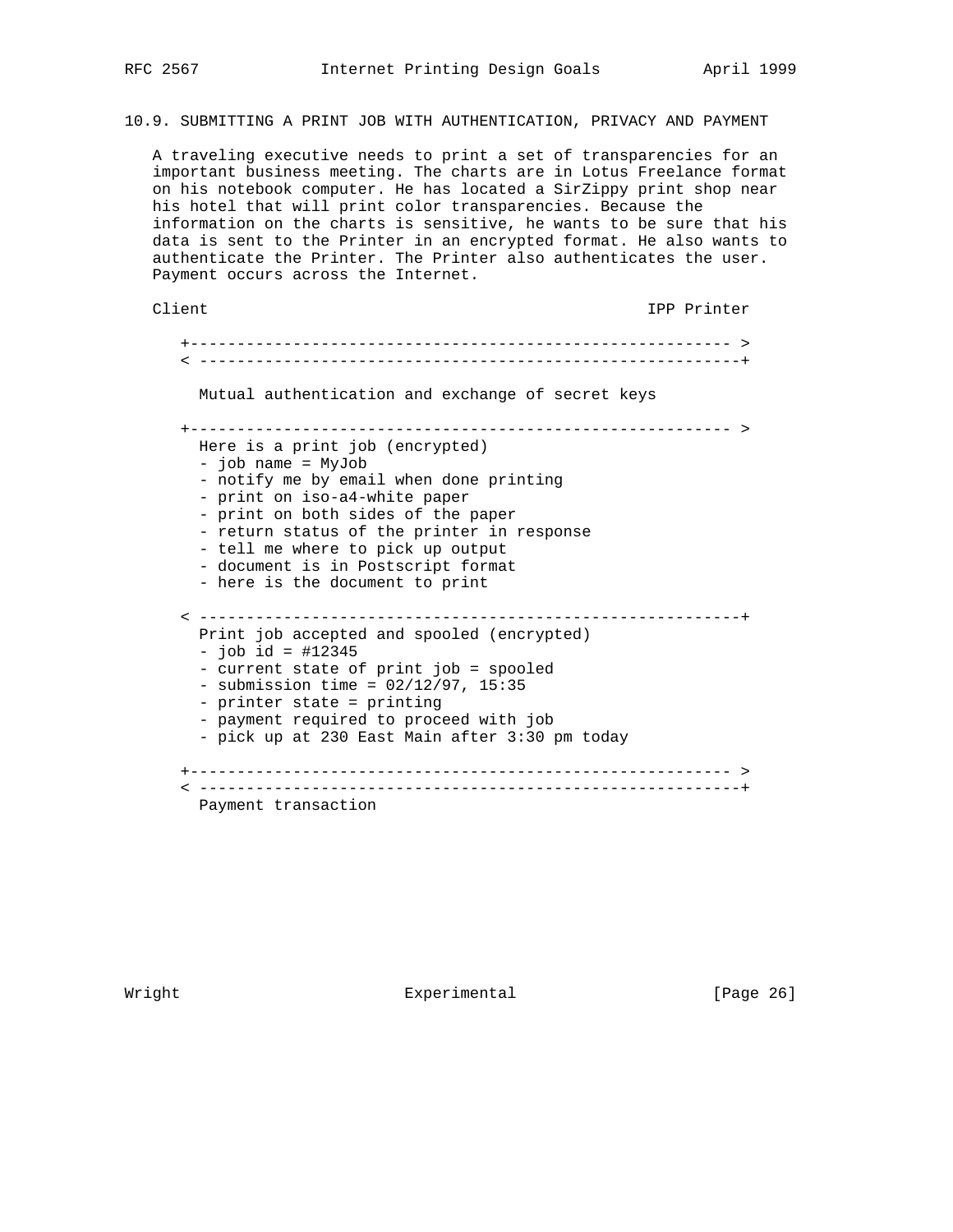## 10.9. SUBMITTING A PRINT JOB WITH AUTHENTICATION, PRIVACY AND PAYMENT

A traveling executive needs to print a set of transparencies for an important business meeting. The charts are in Lotus Freelance format on his notebook computer. He has located a SirZippy print shop near his hotel that will print color transparencies. Because the information on the charts is sensitive, he wants to be sure that his data is sent to the Printer in an encrypted format. He also wants to authenticate the Printer. The Printer also authenticates the user. Payment occurs across the Internet.

```
Client                                                IPP Printer

   +--------------------------------------------------------- >
   < ---------------------------------------------------------+

     Mutual authentication and exchange of secret keys

   +--------------------------------------------------------- >
     Here is a print job (encrypted)
     - job name = MyJob
     - notify me by email when done printing
     - print on iso-a4-white paper
     - print on both sides of the paper
     - return status of the printer in response
     - tell me where to pick up output
     - document is in Postscript format
     - here is the document to print

   < ---------------------------------------------------------+
     Print job accepted and spooled (encrypted)
     - job id = #12345
     - current state of print job = spooled
     - submission time = 02/12/97, 15:35
     - printer state = printing
     - payment required to proceed with job
     - pick up at 230 East Main after 3:30 pm today

   +--------------------------------------------------------- >
   < ---------------------------------------------------------+
     Payment transaction
```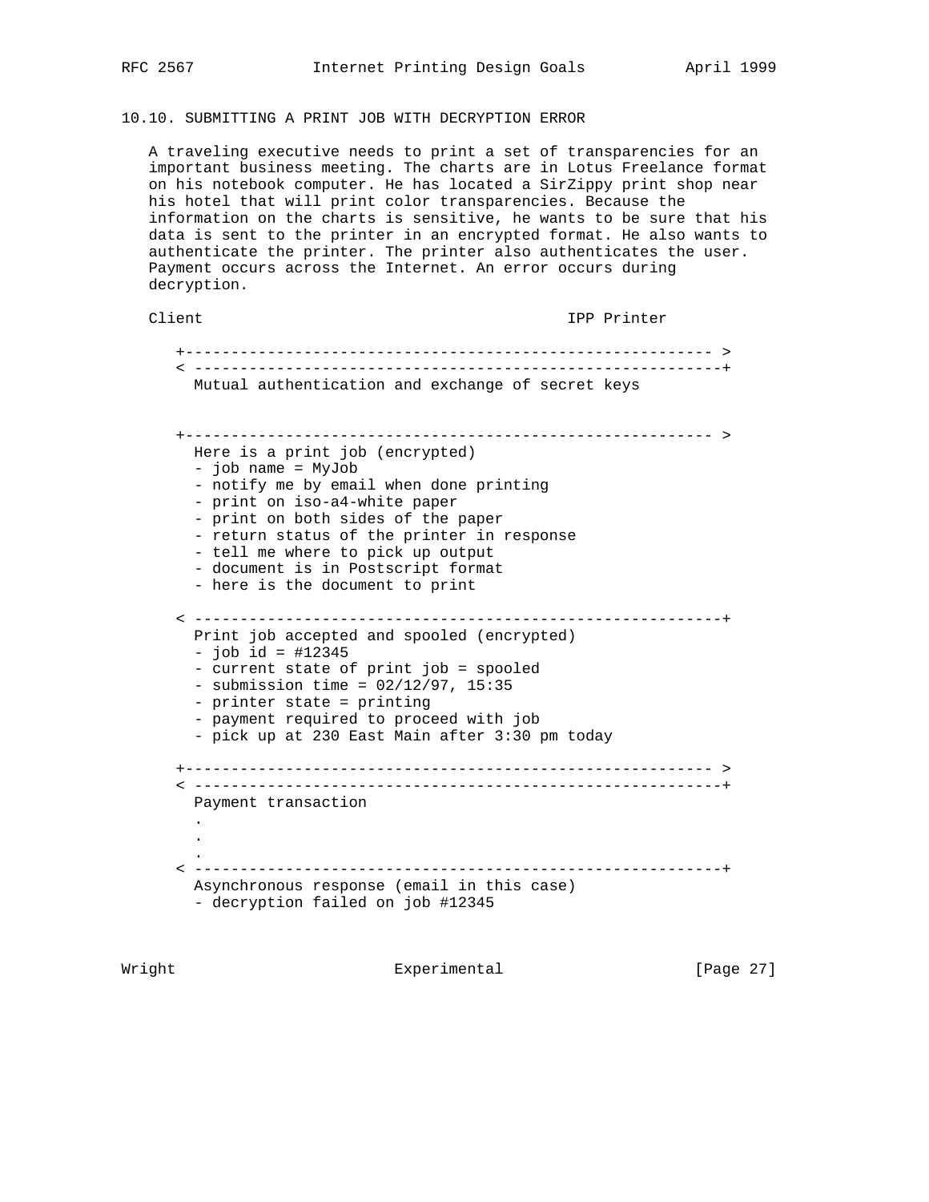### 10.10. SUBMITTING A PRINT JOB WITH DECRYPTION ERROR

A traveling executive needs to print a set of transparencies for an important business meeting. The charts are in Lotus Freelance format on his notebook computer. He has located a SirZippy print shop near his hotel that will print color transparencies. Because the information on the charts is sensitive, he wants to be sure that his data is sent to the printer in an encrypted format. He also wants to authenticate the printer. The printer also authenticates the user. Payment occurs across the Internet. An error occurs during decryption.

```
Client                                        IPP Printer

    +--------------------------------------------------------- >
    < ---------------------------------------------------------+
      Mutual authentication and exchange of secret keys


    +--------------------------------------------------------- >
      Here is a print job (encrypted)
      - job name = MyJob
      - notify me by email when done printing
      - print on iso-a4-white paper
      - print on both sides of the paper
      - return status of the printer in response
      - tell me where to pick up output
      - document is in Postscript format
      - here is the document to print

    < ---------------------------------------------------------+
      Print job accepted and spooled (encrypted)
      - job id = #12345
      - current state of print job = spooled
      - submission time = 02/12/97, 15:35
      - printer state = printing
      - payment required to proceed with job
      - pick up at 230 East Main after 3:30 pm today

    +--------------------------------------------------------- >
    < ---------------------------------------------------------+
      Payment transaction
      .
      .
      .
    < ---------------------------------------------------------+
      Asynchronous response (email in this case)
      - decryption failed on job #12345
```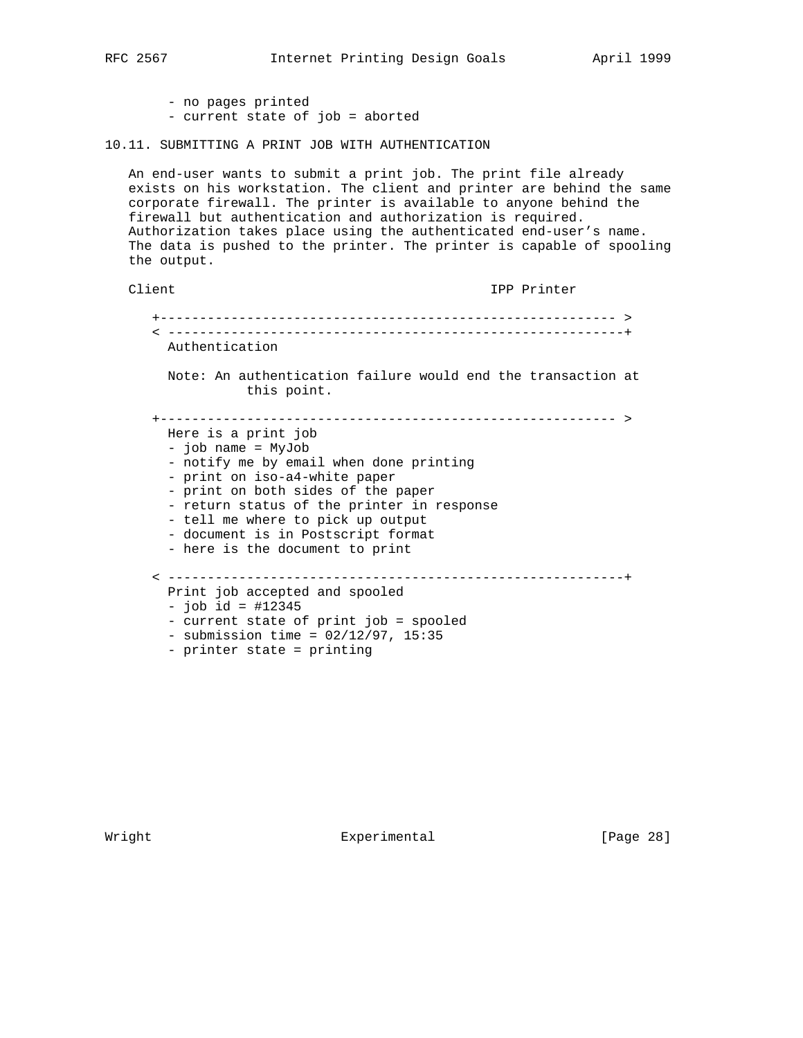- no pages printed
- current state of job = aborted

### 10.11. SUBMITTING A PRINT JOB WITH AUTHENTICATION

An end-user wants to submit a print job. The print file already exists on his workstation. The client and printer are behind the same corporate firewall. The printer is available to anyone behind the firewall but authentication and authorization is required. Authorization takes place using the authenticated end-user's name. The data is pushed to the printer. The printer is capable of spooling the output.

```
Client                                        IPP Printer

    +--------------------------------------------------------- >
    < ---------------------------------------------------------+
      Authentication

      Note: An authentication failure would end the transaction at
                this point.

    +--------------------------------------------------------- >
      Here is a print job
      - job name = MyJob
      - notify me by email when done printing
      - print on iso-a4-white paper
      - print on both sides of the paper
      - return status of the printer in response
      - tell me where to pick up output
      - document is in Postscript format
      - here is the document to print

    < ---------------------------------------------------------+
      Print job accepted and spooled
      - job id = #12345
      - current state of print job = spooled
      - submission time = 02/12/97, 15:35
      - printer state = printing
```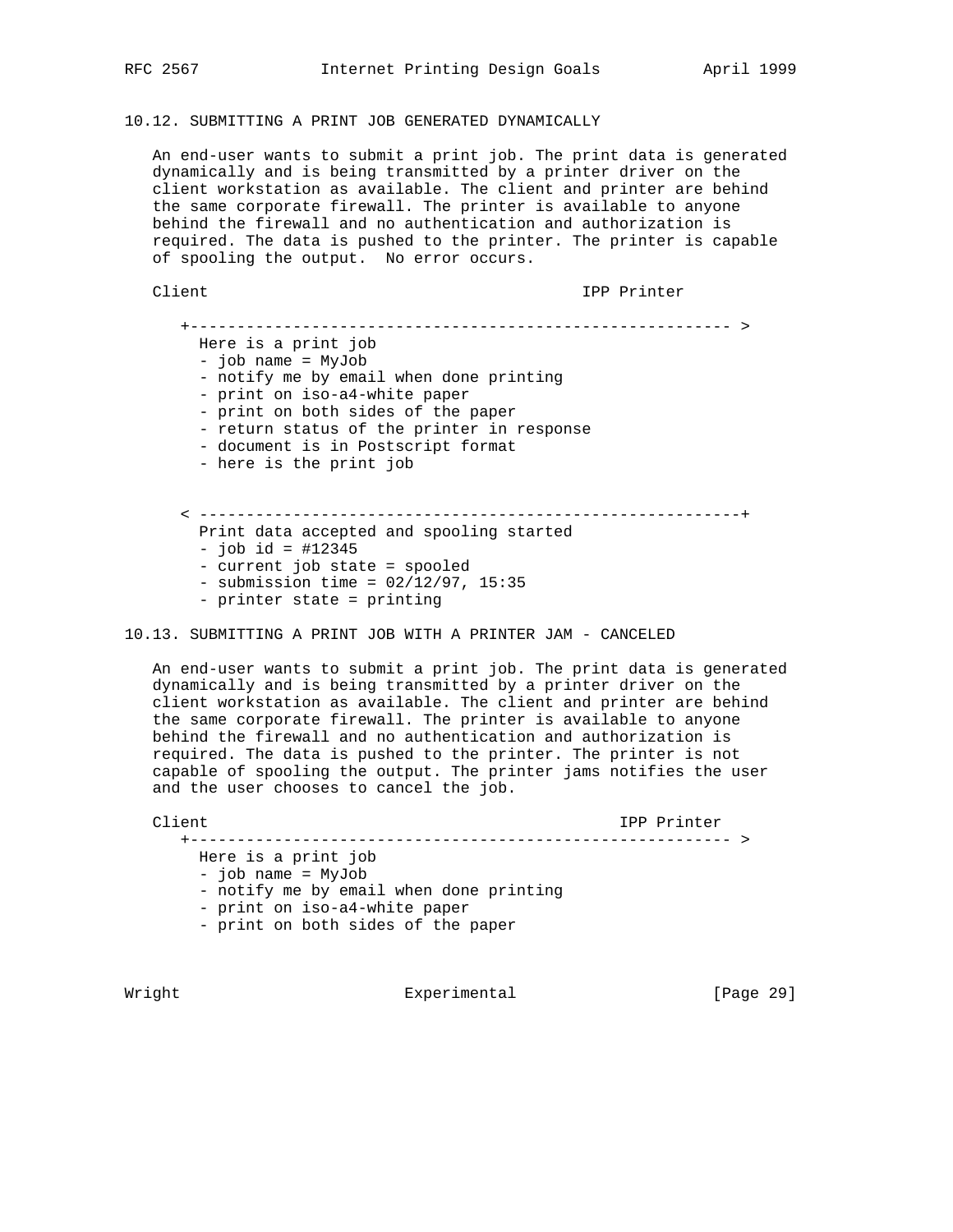## 10.12. SUBMITTING A PRINT JOB GENERATED DYNAMICALLY

An end-user wants to submit a print job. The print data is generated dynamically and is being transmitted by a printer driver on the client workstation as available. The client and printer are behind the same corporate firewall. The printer is available to anyone behind the firewall and no authentication and authorization is required. The data is pushed to the printer. The printer is capable of spooling the output. No error occurs.

```
   Client                                          IPP Printer

      +---------------------------------------------------------- >
        Here is a print job
        - job name = MyJob
        - notify me by email when done printing
        - print on iso-a4-white paper
        - print on both sides of the paper
        - return status of the printer in response
        - document is in Postscript format
        - here is the print job


      < ----------------------------------------------------------+
        Print data accepted and spooling started
        - job id = #12345
        - current job state = spooled
        - submission time = 02/12/97, 15:35
        - printer state = printing
```

## 10.13. SUBMITTING A PRINT JOB WITH A PRINTER JAM - CANCELED

An end-user wants to submit a print job. The print data is generated dynamically and is being transmitted by a printer driver on the client workstation as available. The client and printer are behind the same corporate firewall. The printer is available to anyone behind the firewall and no authentication and authorization is required. The data is pushed to the printer. The printer is not capable of spooling the output. The printer jams notifies the user and the user chooses to cancel the job.

```
   Client                                                IPP Printer
      +---------------------------------------------------------- >
        Here is a print job
        - job name = MyJob
        - notify me by email when done printing
        - print on iso-a4-white paper
        - print on both sides of the paper
```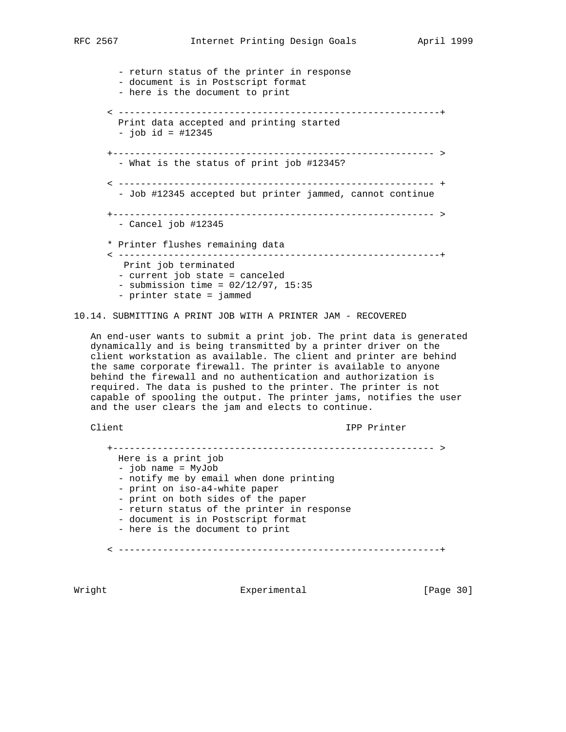```
        - return status of the printer in response
        - document is in Postscript format
        - here is the document to print

      < ----------------------------------------------------------+
        Print data accepted and printing started
        - job id = #12345

      +---------------------------------------------------------- >
        - What is the status of print job #12345?

      < ---------------------------------------------------------- +
        - Job #12345 accepted but printer jammed, cannot continue

      +---------------------------------------------------------- >
        - Cancel job #12345

      * Printer flushes remaining data
      < ----------------------------------------------------------+
         Print job terminated
        - current job state = canceled
        - submission time = 02/12/97, 15:35
        - printer state = jammed
```

## 10.14. SUBMITTING A PRINT JOB WITH A PRINTER JAM - RECOVERED

An end-user wants to submit a print job. The print data is generated dynamically and is being transmitted by a printer driver on the client workstation as available. The client and printer are behind the same corporate firewall. The printer is available to anyone behind the firewall and no authentication and authorization is required. The data is pushed to the printer. The printer is not capable of spooling the output. The printer jams, notifies the user and the user clears the jam and elects to continue.

```
   Client                                        IPP Printer

      +---------------------------------------------------------- >
        Here is a print job
        - job name = MyJob
        - notify me by email when done printing
        - print on iso-a4-white paper
        - print on both sides of the paper
        - return status of the printer in response
        - document is in Postscript format
        - here is the document to print

      < ----------------------------------------------------------+
```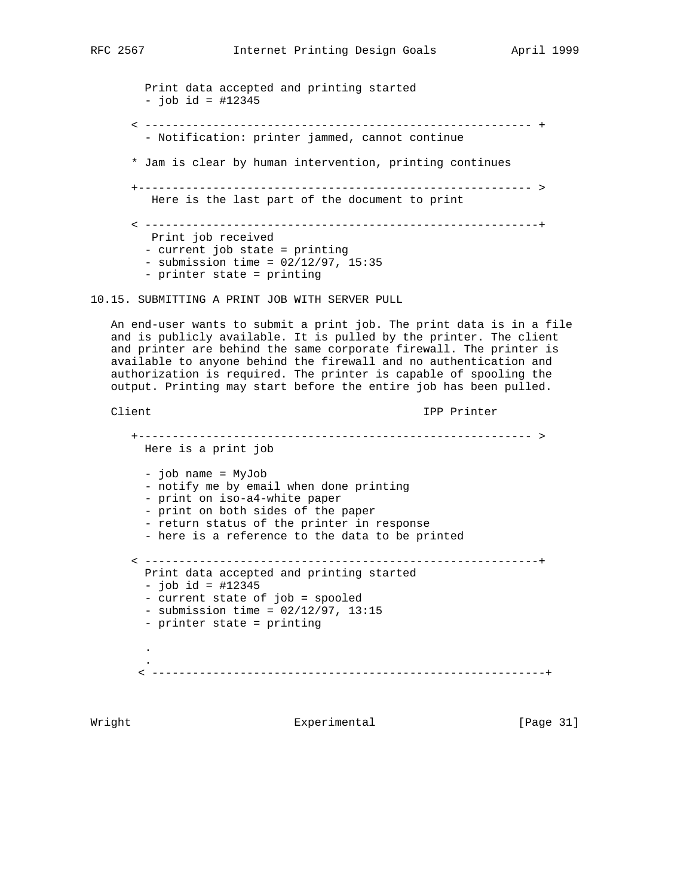```
        Print data accepted and printing started
        - job id = #12345

      < --------------------------------------------------------- +
        - Notification: printer jammed, cannot continue

      * Jam is clear by human intervention, printing continues

      +--------------------------------------------------------- >
         Here is the last part of the document to print

      < ---------------------------------------------------------+
         Print job received
        - current job state = printing
        - submission time = 02/12/97, 15:35
        - printer state = printing
```

## 10.15. SUBMITTING A PRINT JOB WITH SERVER PULL

An end-user wants to submit a print job. The print data is in a file and is publicly available. It is pulled by the printer. The client and printer are behind the same corporate firewall. The printer is available to anyone behind the firewall and no authentication and authorization is required. The printer is capable of spooling the output. Printing may start before the entire job has been pulled.

```
   Client                                     IPP Printer

      +--------------------------------------------------------- >
        Here is a print job

        - job name = MyJob
        - notify me by email when done printing
        - print on iso-a4-white paper
        - print on both sides of the paper
        - return status of the printer in response
        - here is a reference to the data to be printed

      < ---------------------------------------------------------+
        Print data accepted and printing started
        - job id = #12345
        - current state of job = spooled
        - submission time = 02/12/97, 13:15
        - printer state = printing

        .
        .
       < ---------------------------------------------------------+
```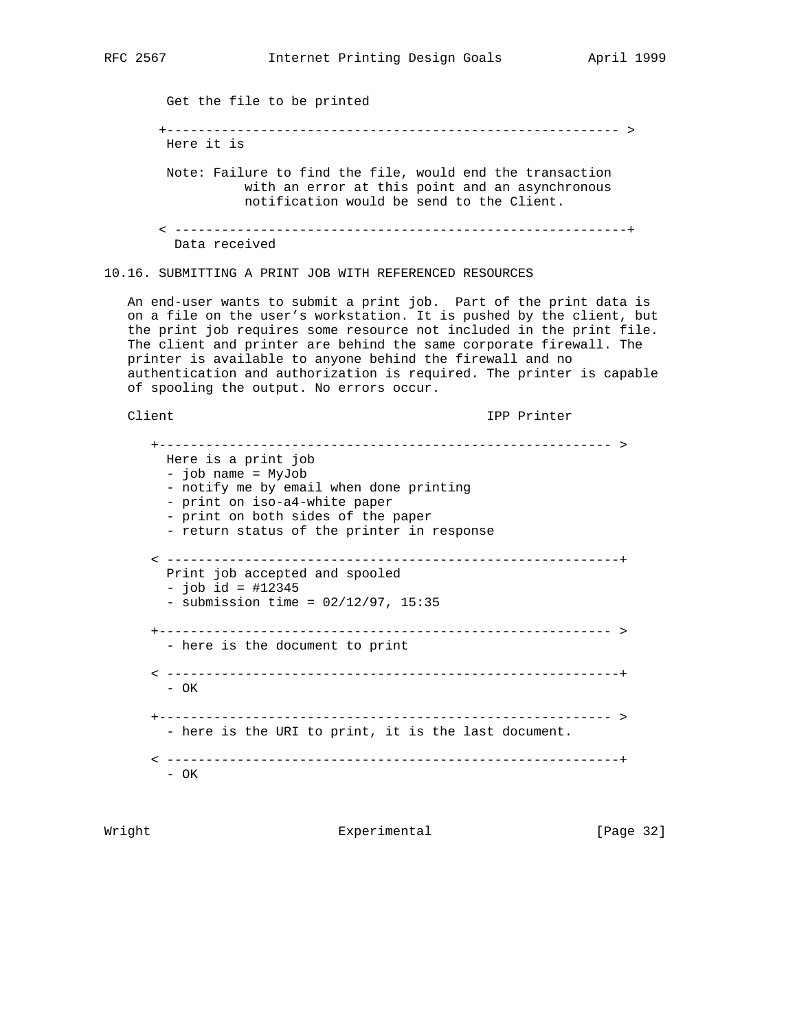```
        Get the file to be printed

       +--------------------------------------------------------- >
        Here it is

        Note: Failure to find the file, would end the transaction
                  with an error at this point and an asynchronous
                  notification would be send to the Client.

       < ---------------------------------------------------------+
         Data received
```

## 10.16. SUBMITTING A PRINT JOB WITH REFERENCED RESOURCES

An end-user wants to submit a print job. Part of the print data is on a file on the user's workstation. It is pushed by the client, but the print job requires some resource not included in the print file. The client and printer are behind the same corporate firewall. The printer is available to anyone behind the firewall and no authentication and authorization is required. The printer is capable of spooling the output. No errors occur.

```
   Client                                        IPP Printer

      +--------------------------------------------------------- >
        Here is a print job
        - job name = MyJob
        - notify me by email when done printing
        - print on iso-a4-white paper
        - print on both sides of the paper
        - return status of the printer in response

      < ---------------------------------------------------------+
        Print job accepted and spooled
        - job id = #12345
        - submission time = 02/12/97, 15:35

      +--------------------------------------------------------- >
        - here is the document to print

      < ---------------------------------------------------------+
        - OK

      +--------------------------------------------------------- >
        - here is the URI to print, it is the last document.

      < ---------------------------------------------------------+
        - OK
```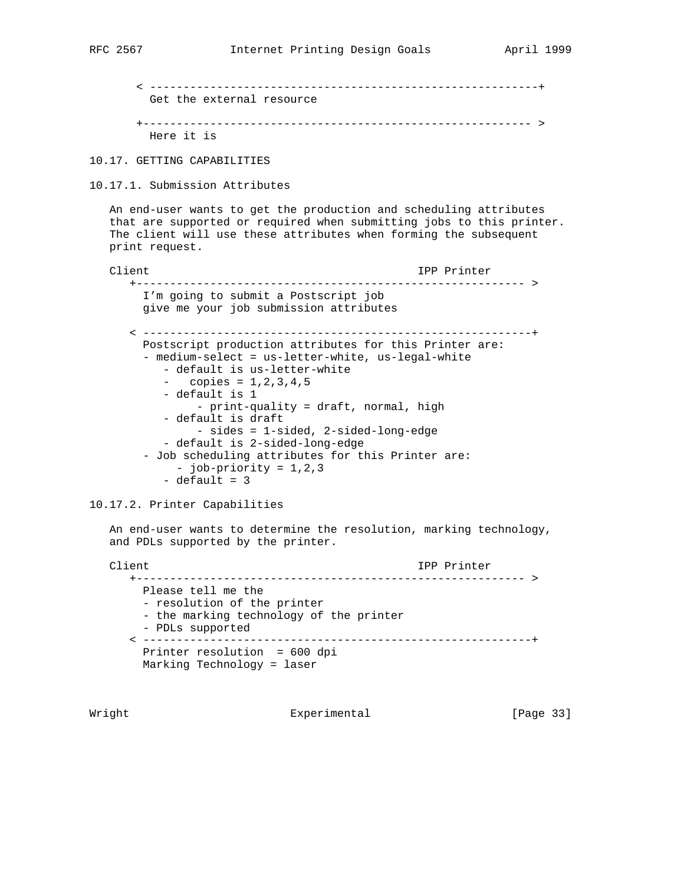```
       < --------------------------------------------------------+
         Get the external resource

       +-------------------------------------------------------- >
         Here it is
```

### 10.17. GETTING CAPABILITIES

#### 10.17.1. Submission Attributes

An end-user wants to get the production and scheduling attributes that are supported or required when submitting jobs to this printer. The client will use these attributes when forming the subsequent print request.

```
   Client                                        IPP Printer
      +-------------------------------------------------------- >
        I'm going to submit a Postscript job
        give me your job submission attributes

      < --------------------------------------------------------+
        Postscript production attributes for this Printer are:
        - medium-select = us-letter-white, us-legal-white
           - default is us-letter-white
           -   copies = 1,2,3,4,5
           - default is 1
                - print-quality = draft, normal, high
           - default is draft
                - sides = 1-sided, 2-sided-long-edge
           - default is 2-sided-long-edge
        - Job scheduling attributes for this Printer are:
             - job-priority = 1,2,3
           - default = 3
```

#### 10.17.2. Printer Capabilities

An end-user wants to determine the resolution, marking technology, and PDLs supported by the printer.

```
   Client                                        IPP Printer
      +-------------------------------------------------------- >
        Please tell me the
        - resolution of the printer
        - the marking technology of the printer
        - PDLs supported
      < --------------------------------------------------------+
        Printer resolution  = 600 dpi
        Marking Technology = laser
```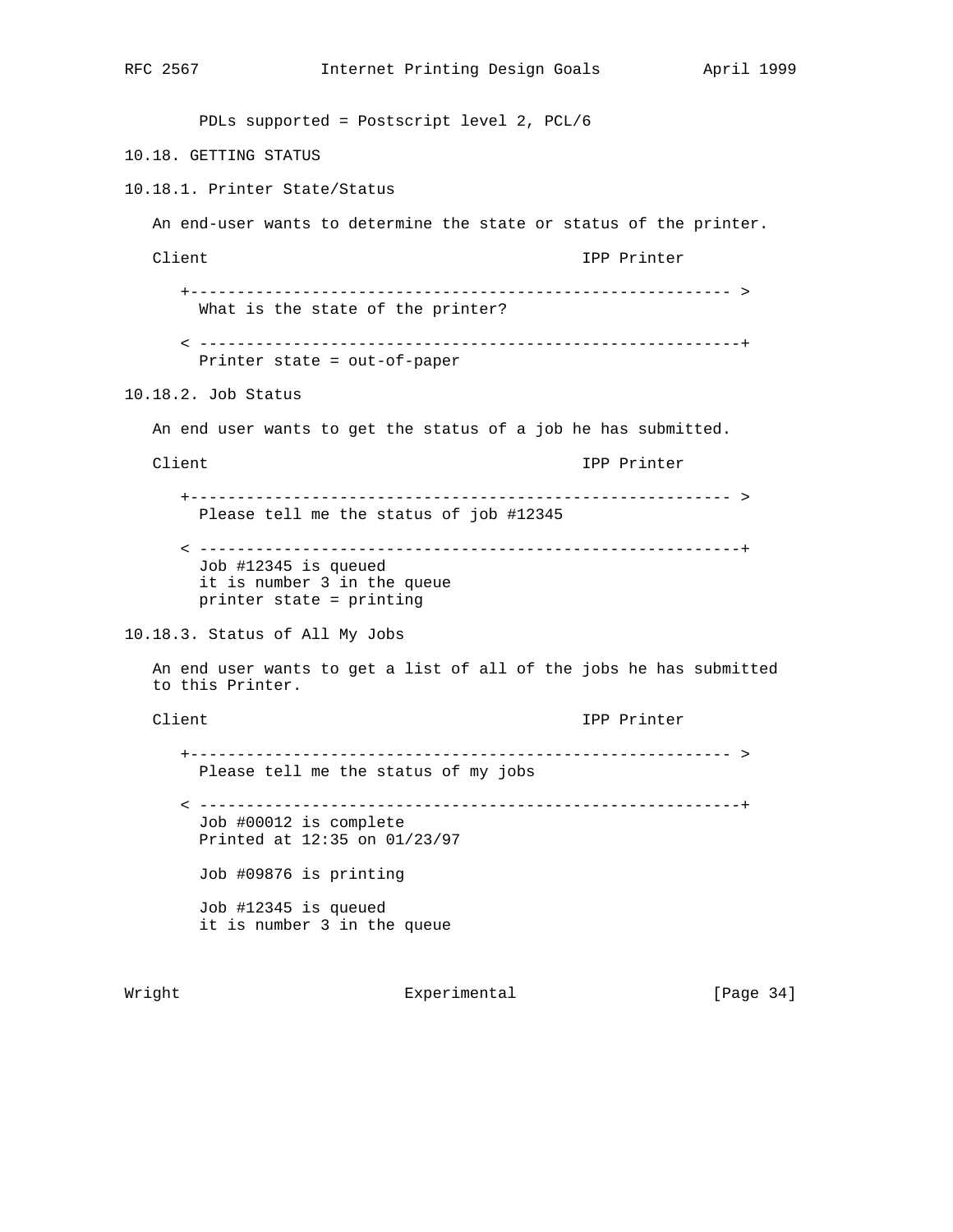PDLs supported = Postscript level 2, PCL/6

### 10.18. GETTING STATUS

#### 10.18.1. Printer State/Status

An end-user wants to determine the state or status of the printer.

```
Client                                        IPP Printer

   +--------------------------------------------------------- >
     What is the state of the printer?

   < ---------------------------------------------------------+
     Printer state = out-of-paper
```

#### 10.18.2. Job Status

An end user wants to get the status of a job he has submitted.

```
Client                                        IPP Printer

   +--------------------------------------------------------- >
     Please tell me the status of job #12345

   < ---------------------------------------------------------+
     Job #12345 is queued
     it is number 3 in the queue
     printer state = printing
```

#### 10.18.3. Status of All My Jobs

An end user wants to get a list of all of the jobs he has submitted to this Printer.

```
Client                                        IPP Printer

   +--------------------------------------------------------- >
     Please tell me the status of my jobs

   < ---------------------------------------------------------+
     Job #00012 is complete
     Printed at 12:35 on 01/23/97

     Job #09876 is printing

     Job #12345 is queued
     it is number 3 in the queue
```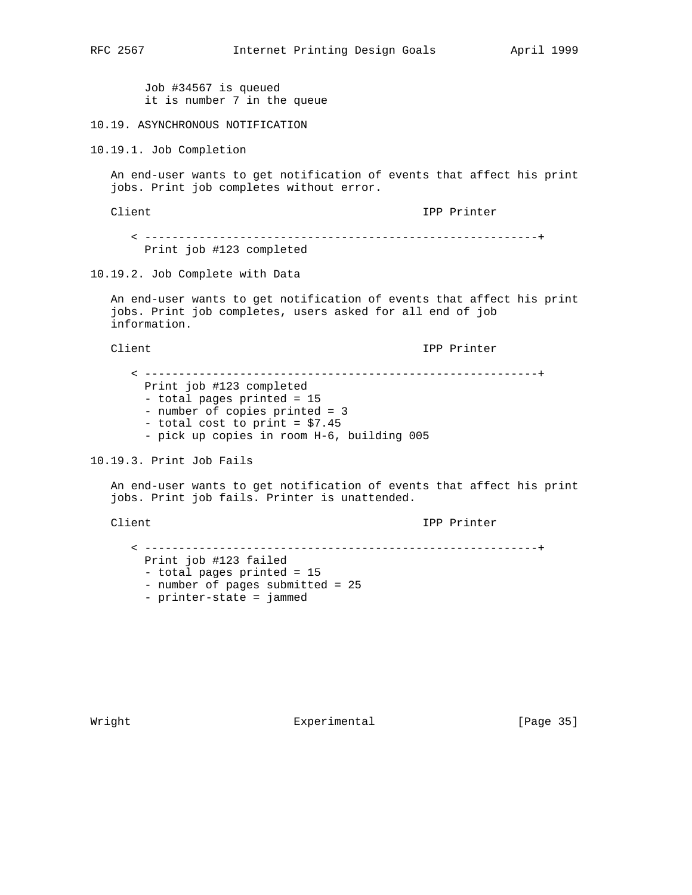```
     Job #34567 is queued
     it is number 7 in the queue
```

### 10.19. ASYNCHRONOUS NOTIFICATION

#### 10.19.1. Job Completion

An end-user wants to get notification of events that affect his print jobs. Print job completes without error.

```
Client                                        IPP Printer

   < ------------------------------------------------------------+
     Print job #123 completed
```

#### 10.19.2. Job Complete with Data

An end-user wants to get notification of events that affect his print jobs. Print job completes, users asked for all end of job information.

```
Client                                        IPP Printer

   < ------------------------------------------------------------+
     Print job #123 completed
     - total pages printed = 15
     - number of copies printed = 3
     - total cost to print = $7.45
     - pick up copies in room H-6, building 005
```

#### 10.19.3. Print Job Fails

An end-user wants to get notification of events that affect his print jobs. Print job fails. Printer is unattended.

```
Client                                        IPP Printer

   < ------------------------------------------------------------+
     Print job #123 failed
     - total pages printed = 15
     - number of pages submitted = 25
     - printer-state = jammed
```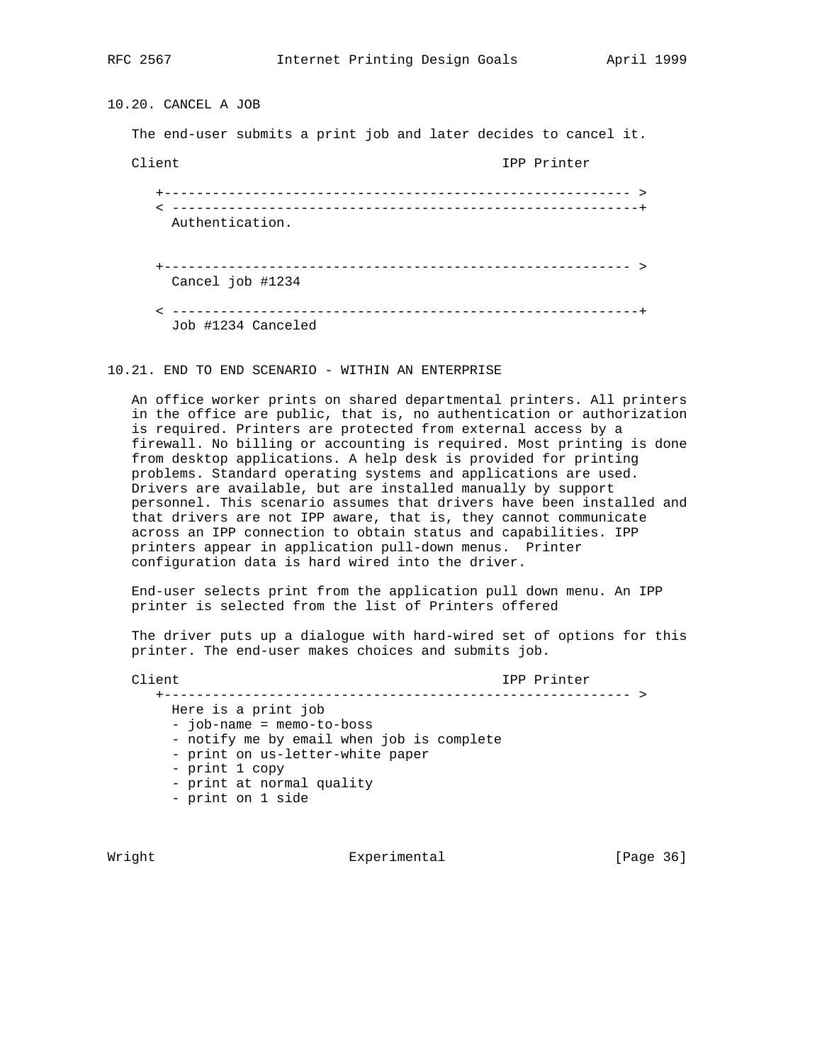## 10.20. CANCEL A JOB

The end-user submits a print job and later decides to cancel it.

```
Client                                        IPP Printer

   +--------------------------------------------------------- >
   < ---------------------------------------------------------+
     Authentication.


   +--------------------------------------------------------- >
     Cancel job #1234

   < ---------------------------------------------------------+
     Job #1234 Canceled
```

## 10.21. END TO END SCENARIO - WITHIN AN ENTERPRISE

An office worker prints on shared departmental printers. All printers in the office are public, that is, no authentication or authorization is required. Printers are protected from external access by a firewall. No billing or accounting is required. Most printing is done from desktop applications. A help desk is provided for printing problems. Standard operating systems and applications are used. Drivers are available, but are installed manually by support personnel. This scenario assumes that drivers have been installed and that drivers are not IPP aware, that is, they cannot communicate across an IPP connection to obtain status and capabilities. IPP printers appear in application pull-down menus. Printer configuration data is hard wired into the driver.

End-user selects print from the application pull down menu. An IPP printer is selected from the list of Printers offered

The driver puts up a dialogue with hard-wired set of options for this printer. The end-user makes choices and submits job.

```
Client                                        IPP Printer
   +--------------------------------------------------------- >
     Here is a print job
     - job-name = memo-to-boss
     - notify me by email when job is complete
     - print on us-letter-white paper
     - print 1 copy
     - print at normal quality
     - print on 1 side
```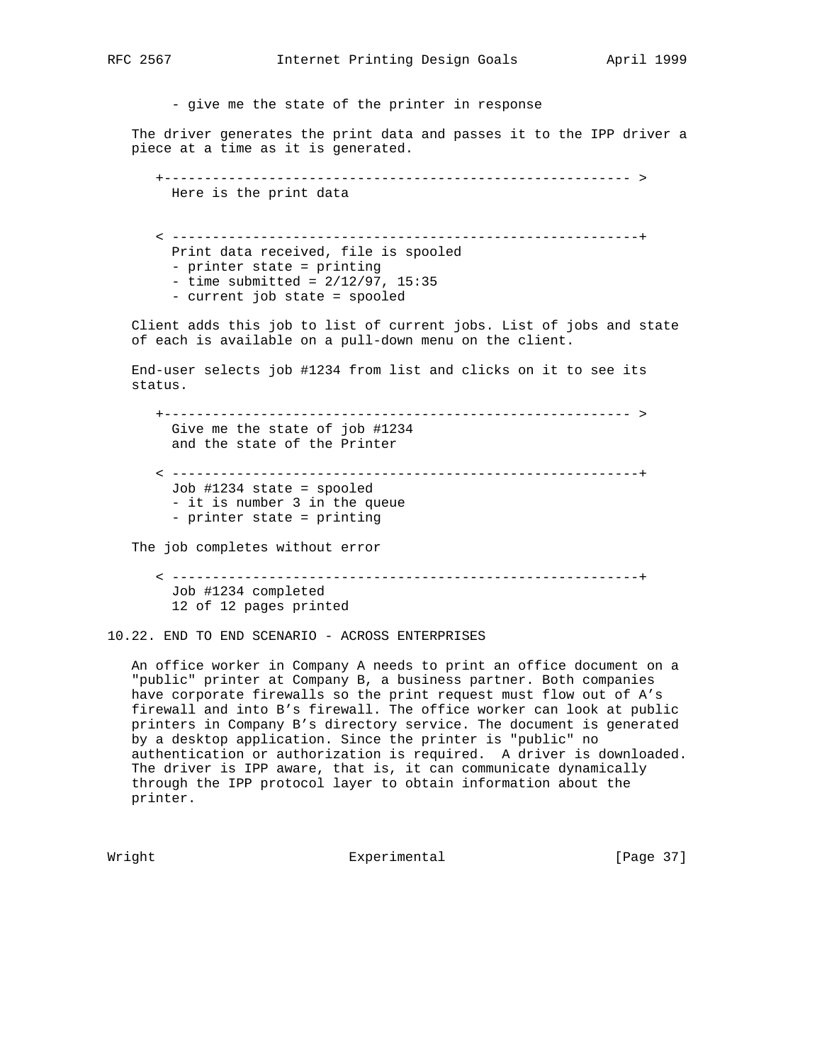- give me the state of the printer in response

The driver generates the print data and passes it to the IPP driver a piece at a time as it is generated.

```
   +-------------------------------------------------------- >
     Here is the print data


   < --------------------------------------------------------+
     Print data received, file is spooled
     - printer state = printing
     - time submitted = 2/12/97, 15:35
     - current job state = spooled
```

Client adds this job to list of current jobs. List of jobs and state of each is available on a pull-down menu on the client.

End-user selects job #1234 from list and clicks on it to see its status.

```
   +-------------------------------------------------------- >
     Give me the state of job #1234
     and the state of the Printer

   < --------------------------------------------------------+
     Job #1234 state = spooled
     - it is number 3 in the queue
     - printer state = printing
```

The job completes without error

```
   < --------------------------------------------------------+
     Job #1234 completed
     12 of 12 pages printed
```

## 10.22. END TO END SCENARIO - ACROSS ENTERPRISES

An office worker in Company A needs to print an office document on a "public" printer at Company B, a business partner. Both companies have corporate firewalls so the print request must flow out of A's firewall and into B's firewall. The office worker can look at public printers in Company B's directory service. The document is generated by a desktop application. Since the printer is "public" no authentication or authorization is required. A driver is downloaded. The driver is IPP aware, that is, it can communicate dynamically through the IPP protocol layer to obtain information about the printer.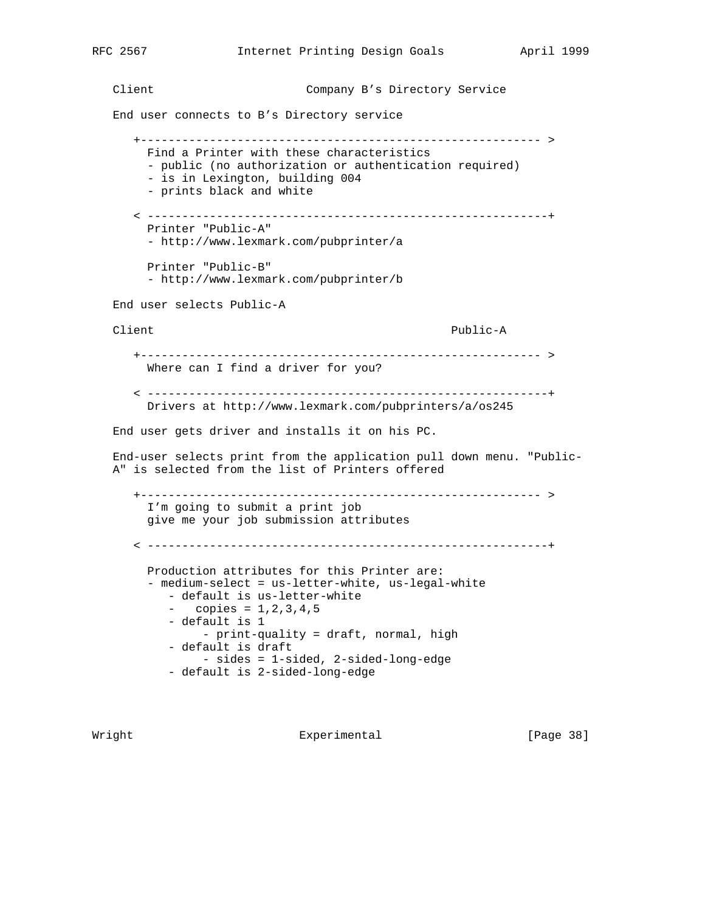```
   Client                       Company B's Directory Service

   End user connects to B's Directory service

      +-------------------------------------------------------- >
        Find a Printer with these characteristics
        - public (no authorization or authentication required)
        - is in Lexington, building 004
        - prints black and white

      < --------------------------------------------------------+
        Printer "Public-A"
        - http://www.lexmark.com/pubprinter/a

        Printer "Public-B"
        - http://www.lexmark.com/pubprinter/b

   End user selects Public-A

   Client                                           Public-A

      +-------------------------------------------------------- >
        Where can I find a driver for you?

      < --------------------------------------------------------+
        Drivers at http://www.lexmark.com/pubprinters/a/os245

   End user gets driver and installs it on his PC.

   End-user selects print from the application pull down menu. "Public-
   A" is selected from the list of Printers offered

      +-------------------------------------------------------- >
        I'm going to submit a print job
        give me your job submission attributes

      < --------------------------------------------------------+

        Production attributes for this Printer are:
        - medium-select = us-letter-white, us-legal-white
           - default is us-letter-white
           -   copies = 1,2,3,4,5
           - default is 1
                - print-quality = draft, normal, high
           - default is draft
                - sides = 1-sided, 2-sided-long-edge
           - default is 2-sided-long-edge
```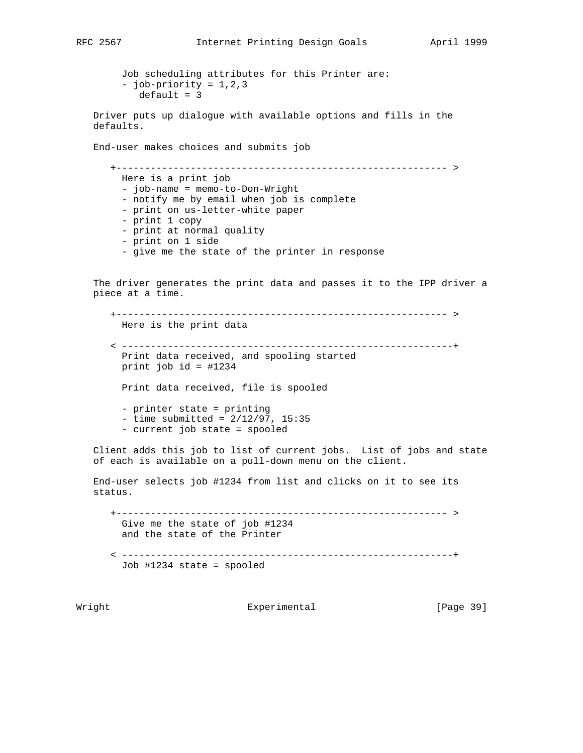```
        Job scheduling attributes for this Printer are:
        - job-priority = 1,2,3
           default = 3
```

Driver puts up dialogue with available options and fills in the defaults.

End-user makes choices and submits job

```
     +---------------------------------------------------------- >
       Here is a print job
       - job-name = memo-to-Don-Wright
       - notify me by email when job is complete
       - print on us-letter-white paper
       - print 1 copy
       - print at normal quality
       - print on 1 side
       - give me the state of the printer in response
```

The driver generates the print data and passes it to the IPP driver a piece at a time.

```
     +---------------------------------------------------------- >
       Here is the print data

     < ----------------------------------------------------------+
       Print data received, and spooling started
       print job id = #1234

       Print data received, file is spooled

       - printer state = printing
       - time submitted = 2/12/97, 15:35
       - current job state = spooled
```

Client adds this job to list of current jobs. List of jobs and state of each is available on a pull-down menu on the client.

End-user selects job #1234 from list and clicks on it to see its status.

```
     +---------------------------------------------------------- >
       Give me the state of job #1234
       and the state of the Printer

     < ----------------------------------------------------------+
       Job #1234 state = spooled
```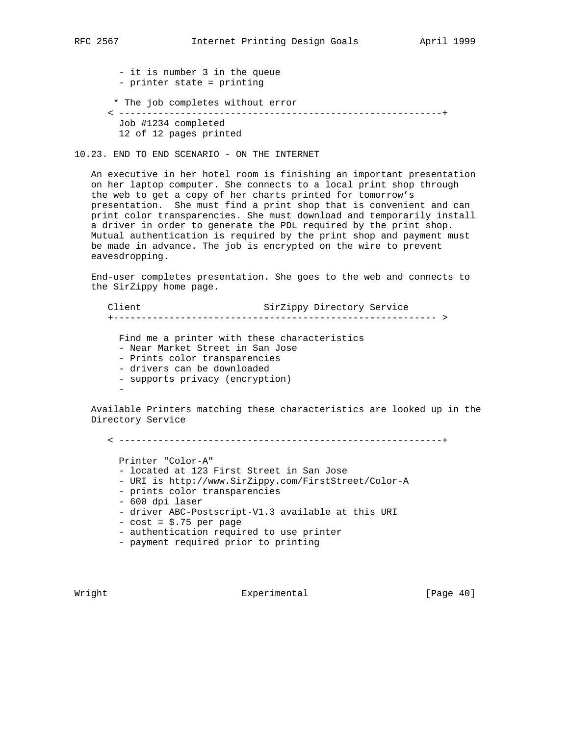```
        - it is number 3 in the queue
        - printer state = printing

       * The job completes without error
      < ----------------------------------------------------------+
        Job #1234 completed
        12 of 12 pages printed
```

### 10.23. END TO END SCENARIO - ON THE INTERNET

An executive in her hotel room is finishing an important presentation on her laptop computer. She connects to a local print shop through the web to get a copy of her charts printed for tomorrow's presentation. She must find a print shop that is convenient and can print color transparencies. She must download and temporarily install a driver in order to generate the PDL required by the print shop. Mutual authentication is required by the print shop and payment must be made in advance. The job is encrypted on the wire to prevent eavesdropping.

End-user completes presentation. She goes to the web and connects to the SirZippy home page.

```
      Client                      SirZippy Directory Service
      +--------------------------------------------------------- >

        Find me a printer with these characteristics
        - Near Market Street in San Jose
        - Prints color transparencies
        - drivers can be downloaded
        - supports privacy (encryption)
        -
```

Available Printers matching these characteristics are looked up in the Directory Service

```
      < ----------------------------------------------------------+

        Printer "Color-A"
        - located at 123 First Street in San Jose
        - URI is http://www.SirZippy.com/FirstStreet/Color-A
        - prints color transparencies
        - 600 dpi laser
        - driver ABC-Postscript-V1.3 available at this URI
        - cost = $.75 per page
        - authentication required to use printer
        - payment required prior to printing
```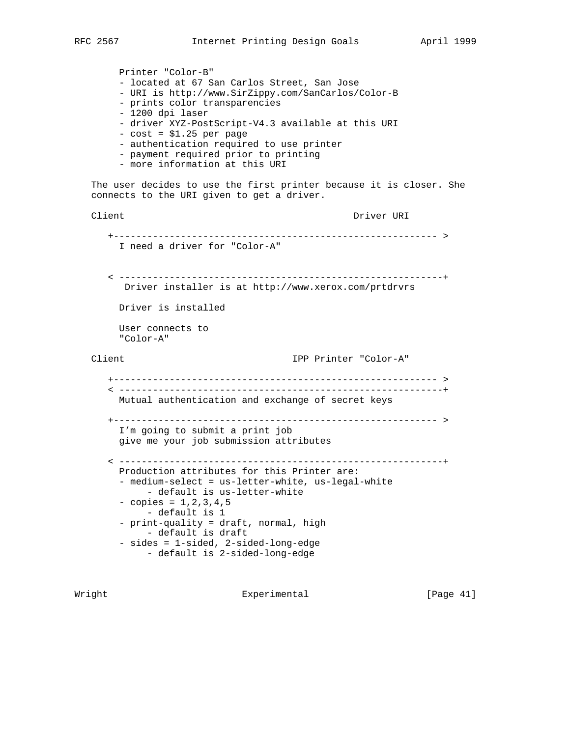```
      Printer "Color-B"
      - located at 67 San Carlos Street, San Jose
      - URI is http://www.SirZippy.com/SanCarlos/Color-B
      - prints color transparencies
      - 1200 dpi laser
      - driver XYZ-PostScript-V4.3 available at this URI
      - cost = $1.25 per page
      - authentication required to use printer
      - payment required prior to printing
      - more information at this URI
```

The user decides to use the first printer because it is closer. She connects to the URI given to get a driver.

```
   Client                                        Driver URI

      +---------------------------------------------------------- >
        I need a driver for "Color-A"


      < ----------------------------------------------------------+
         Driver installer is at http://www.xerox.com/prtdrvrs

        Driver is installed

        User connects to
        "Color-A"

   Client                              IPP Printer "Color-A"

      +---------------------------------------------------------- >
      < ----------------------------------------------------------+
        Mutual authentication and exchange of secret keys

      +---------------------------------------------------------- >
        I'm going to submit a print job
        give me your job submission attributes

      < ----------------------------------------------------------+
        Production attributes for this Printer are:
        - medium-select = us-letter-white, us-legal-white
             - default is us-letter-white
        - copies = 1,2,3,4,5
             - default is 1
        - print-quality = draft, normal, high
             - default is draft
        - sides = 1-sided, 2-sided-long-edge
             - default is 2-sided-long-edge
```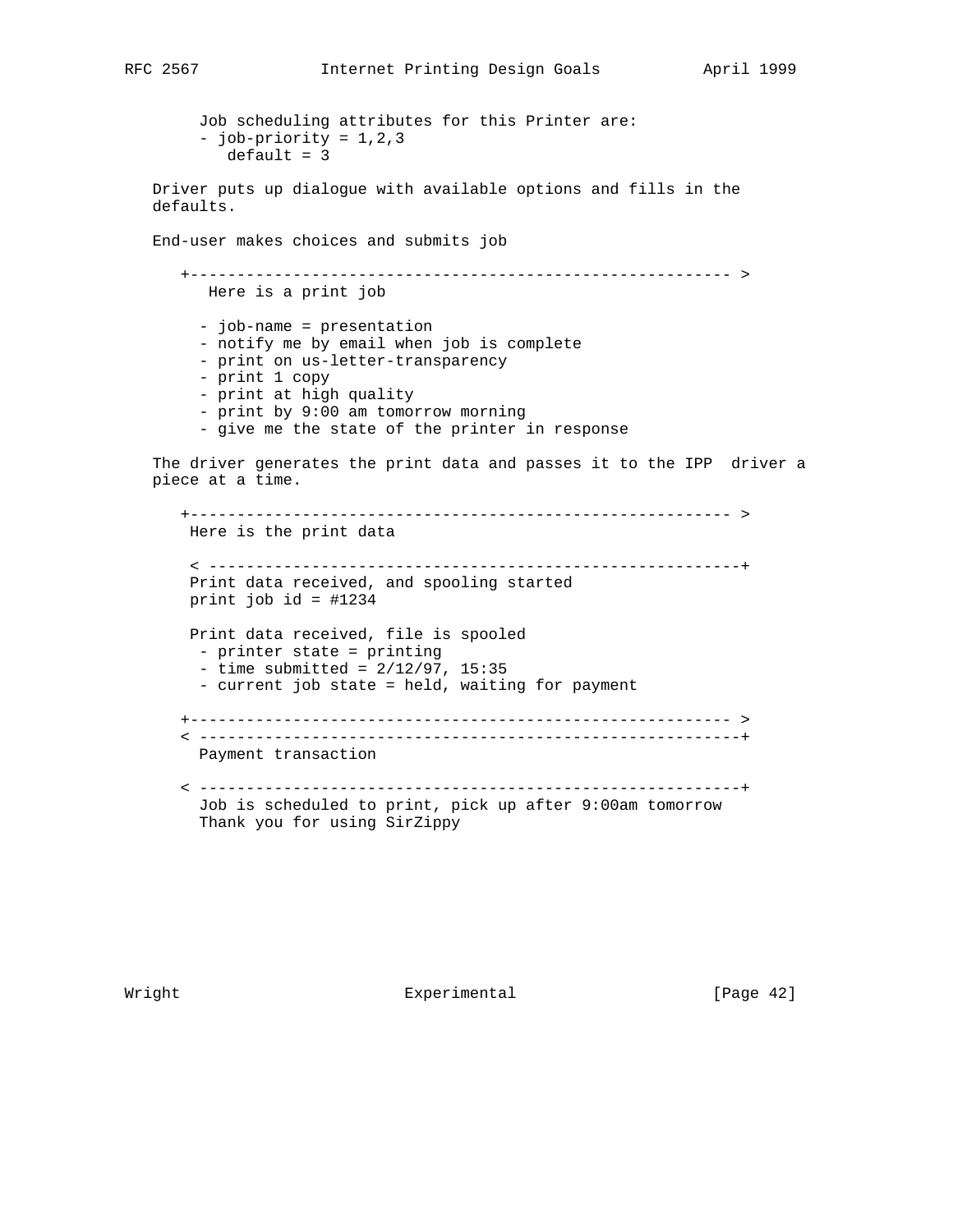```
     Job scheduling attributes for this Printer are:
     - job-priority = 1,2,3
        default = 3
```

Driver puts up dialogue with available options and fills in the defaults.

End-user makes choices and submits job

```
   +--------------------------------------------------------- >
      Here is a print job

     - job-name = presentation
     - notify me by email when job is complete
     - print on us-letter-transparency
     - print 1 copy
     - print at high quality
     - print by 9:00 am tomorrow morning
     - give me the state of the printer in response
```

The driver generates the print data and passes it to the IPP driver a piece at a time.

```
   +--------------------------------------------------------- >
    Here is the print data

    < --------------------------------------------------------+
    Print data received, and spooling started
    print job id = #1234

    Print data received, file is spooled
     - printer state = printing
     - time submitted = 2/12/97, 15:35
     - current job state = held, waiting for payment

   +--------------------------------------------------------- >
   < ---------------------------------------------------------+
     Payment transaction

   < ---------------------------------------------------------+
     Job is scheduled to print, pick up after 9:00am tomorrow
     Thank you for using SirZippy
```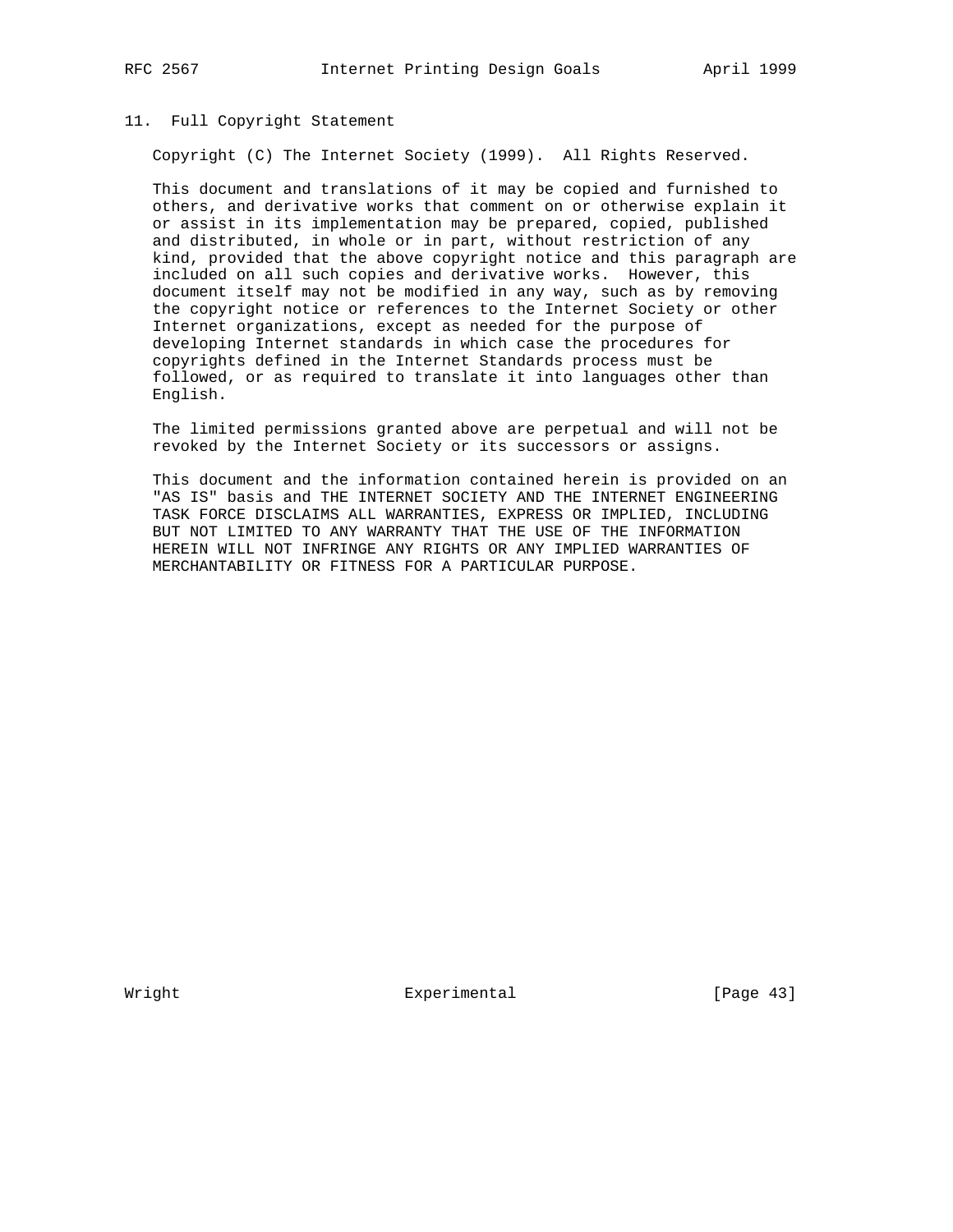## 11. Full Copyright Statement

Copyright (C) The Internet Society (1999). All Rights Reserved.

This document and translations of it may be copied and furnished to others, and derivative works that comment on or otherwise explain it or assist in its implementation may be prepared, copied, published and distributed, in whole or in part, without restriction of any kind, provided that the above copyright notice and this paragraph are included on all such copies and derivative works. However, this document itself may not be modified in any way, such as by removing the copyright notice or references to the Internet Society or other Internet organizations, except as needed for the purpose of developing Internet standards in which case the procedures for copyrights defined in the Internet Standards process must be followed, or as required to translate it into languages other than English.

The limited permissions granted above are perpetual and will not be revoked by the Internet Society or its successors or assigns.

This document and the information contained herein is provided on an "AS IS" basis and THE INTERNET SOCIETY AND THE INTERNET ENGINEERING TASK FORCE DISCLAIMS ALL WARRANTIES, EXPRESS OR IMPLIED, INCLUDING BUT NOT LIMITED TO ANY WARRANTY THAT THE USE OF THE INFORMATION HEREIN WILL NOT INFRINGE ANY RIGHTS OR ANY IMPLIED WARRANTIES OF MERCHANTABILITY OR FITNESS FOR A PARTICULAR PURPOSE.